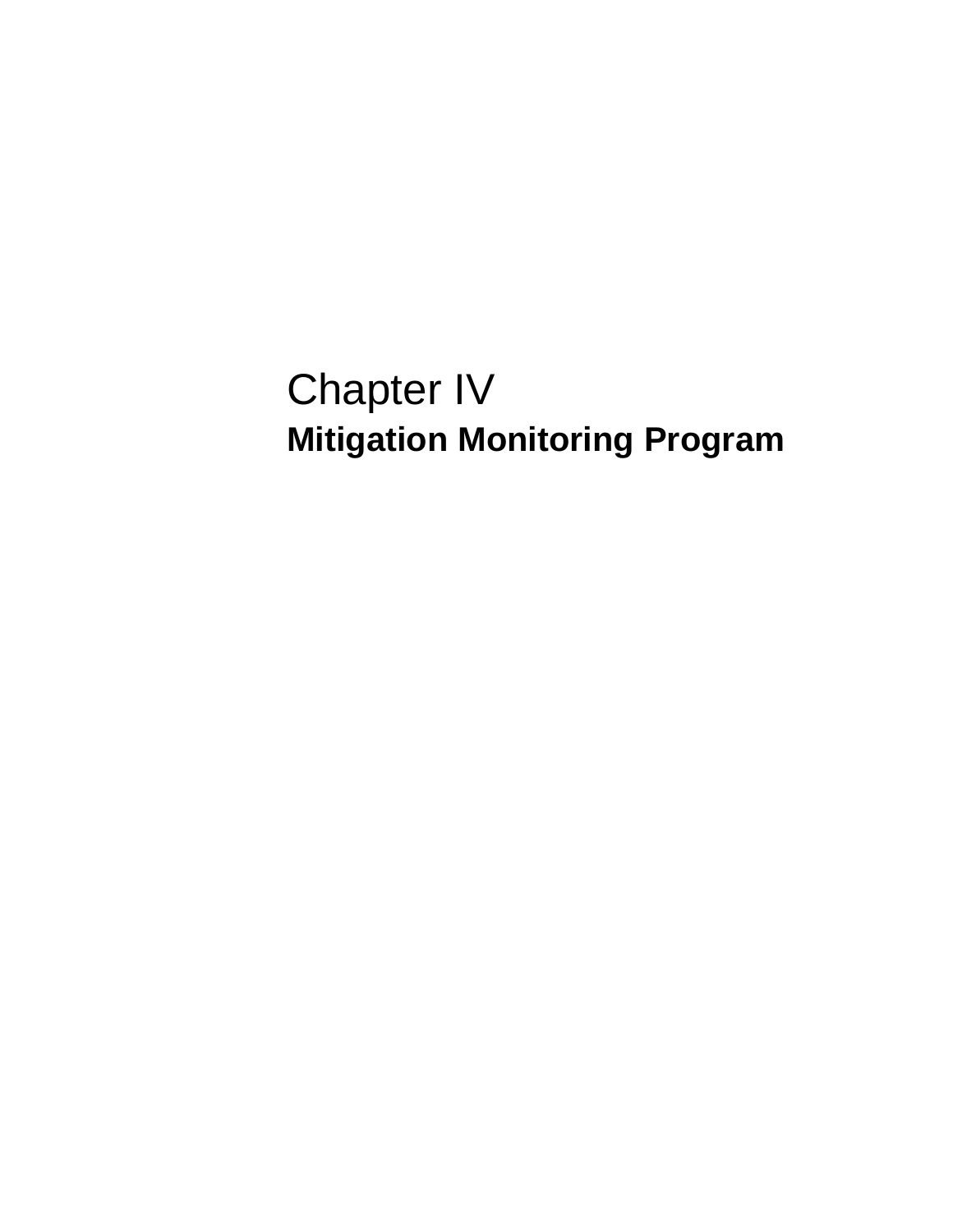# Chapter IV

## Mitigation Monitoring Program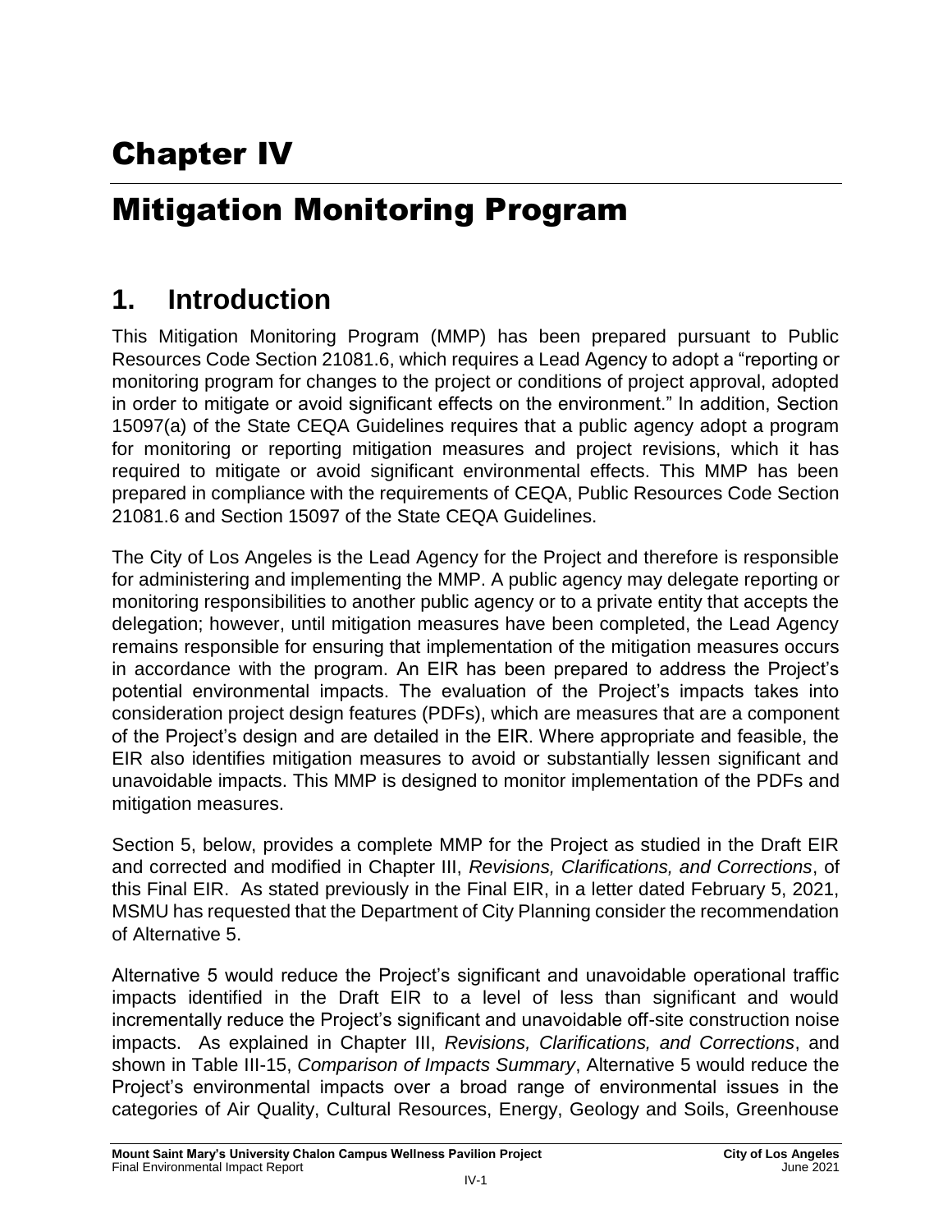# Chapter IV

# Mitigation Monitoring Program

## 1. Introduction

This Mitigation Monitoring Program (MMP) has been prepared pursuant to Public Resources Code Section 21081.6, which requires a Lead Agency to adopt a "reporting or monitoring program for changes to the project or conditions of project approval, adopted in order to mitigate or avoid significant effects on the environment." In addition, Section 15097(a) of the State CEQA Guidelines requires that a public agency adopt a program for monitoring or reporting mitigation measures and project revisions, which it has required to mitigate or avoid significant environmental effects. This MMP has been prepared in compliance with the requirements of CEQA, Public Resources Code Section 21081.6 and Section 15097 of the State CEQA Guidelines.

The City of Los Angeles is the Lead Agency for the Project and therefore is responsible for administering and implementing the MMP. A public agency may delegate reporting or monitoring responsibilities to another public agency or to a private entity that accepts the delegation; however, until mitigation measures have been completed, the Lead Agency remains responsible for ensuring that implementation of the mitigation measures occurs in accordance with the program. An EIR has been prepared to address the Project's potential environmental impacts. The evaluation of the Project's impacts takes into consideration project design features (PDFs), which are measures that are a component of the Project's design and are detailed in the EIR. Where appropriate and feasible, the EIR also identifies mitigation measures to avoid or substantially lessen significant and unavoidable impacts. This MMP is designed to monitor implementation of the PDFs and mitigation measures.

Section 5, below, provides a complete MMP for the Project as studied in the Draft EIR and corrected and modified in Chapter III, *Revisions, Clarifications, and Corrections*, of this Final EIR. As stated previously in the Final EIR, in a letter dated February 5, 2021, MSMU has requested that the Department of City Planning consider the recommendation of Alternative 5.

Alternative 5 would reduce the Project's significant and unavoidable operational traffic impacts identified in the Draft EIR to a level of less than significant and would incrementally reduce the Project's significant and unavoidable off-site construction noise impacts. As explained in Chapter III, *Revisions, Clarifications, and Corrections*, and shown in Table III-15, *Comparison of Impacts Summary*, Alternative 5 would reduce the Project's environmental impacts over a broad range of environmental issues in the categories of Air Quality, Cultural Resources, Energy, Geology and Soils, Greenhouse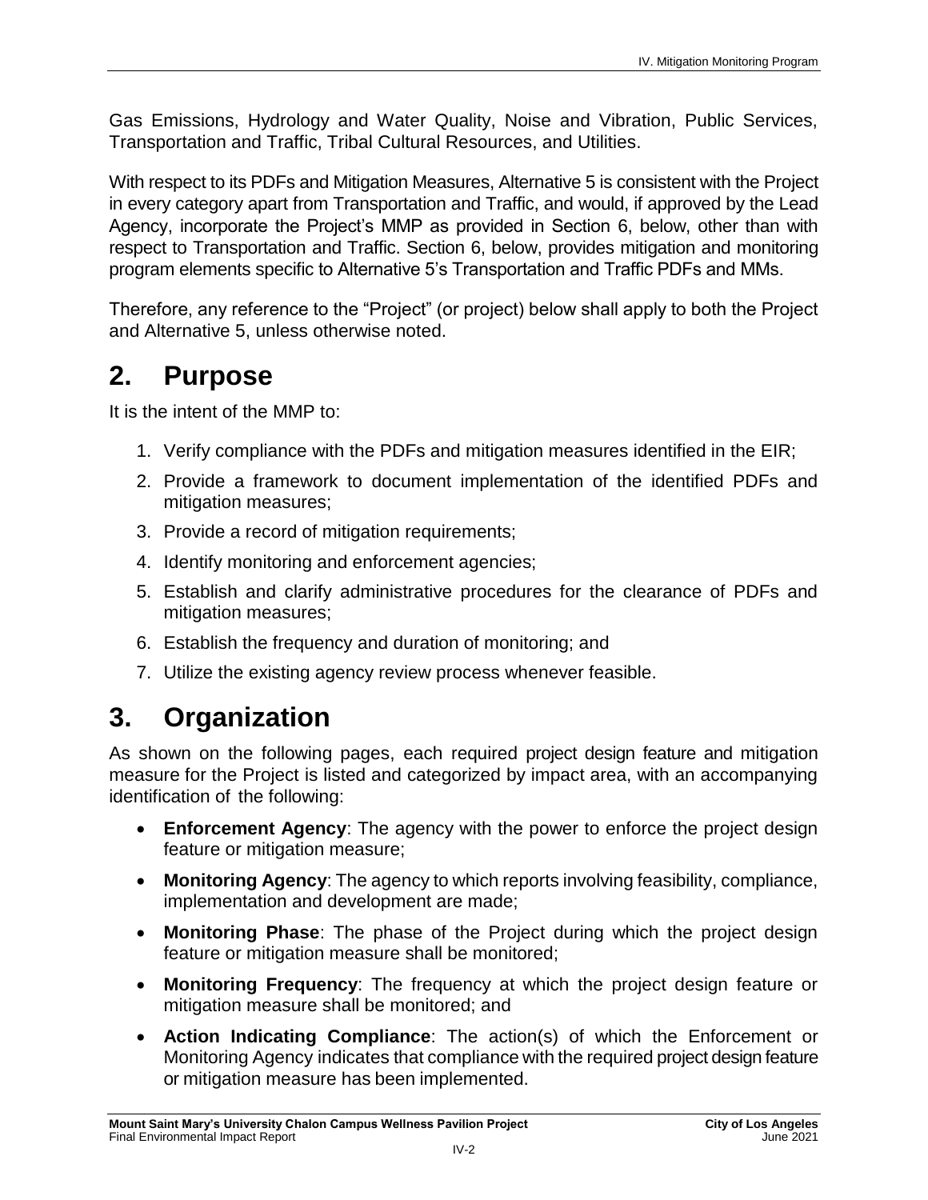Gas Emissions, Hydrology and Water Quality, Noise and Vibration, Public Services, Transportation and Traffic, Tribal Cultural Resources, and Utilities.

With respect to its PDFs and Mitigation Measures, Alternative 5 is consistent with the Project in every category apart from Transportation and Traffic, and would, if approved by the Lead Agency, incorporate the Project's MMP as provided in Section 6, below, other than with respect to Transportation and Traffic. Section 6, below, provides mitigation and monitoring program elements specific to Alternative 5's Transportation and Traffic PDFs and MMs.

Therefore, any reference to the "Project" (or project) below shall apply to both the Project and Alternative 5, unless otherwise noted.

# 2. Purpose

It is the intent of the MMP to:

1. Verify compliance with the PDFs and mitigation measures identified in the EIR;
2. Provide a framework to document implementation of the identified PDFs and mitigation measures;
3. Provide a record of mitigation requirements;
4. Identify monitoring and enforcement agencies;
5. Establish and clarify administrative procedures for the clearance of PDFs and mitigation measures;
6. Establish the frequency and duration of monitoring; and
7. Utilize the existing agency review process whenever feasible.

# 3. Organization

As shown on the following pages, each required project design feature and mitigation measure for the Project is listed and categorized by impact area, with an accompanying identification of the following:

- **Enforcement Agency**: The agency with the power to enforce the project design feature or mitigation measure;
- **Monitoring Agency**: The agency to which reports involving feasibility, compliance, implementation and development are made;
- **Monitoring Phase**: The phase of the Project during which the project design feature or mitigation measure shall be monitored;
- **Monitoring Frequency**: The frequency at which the project design feature or mitigation measure shall be monitored; and
- **Action Indicating Compliance**: The action(s) of which the Enforcement or Monitoring Agency indicates that compliance with the required project design feature or mitigation measure has been implemented.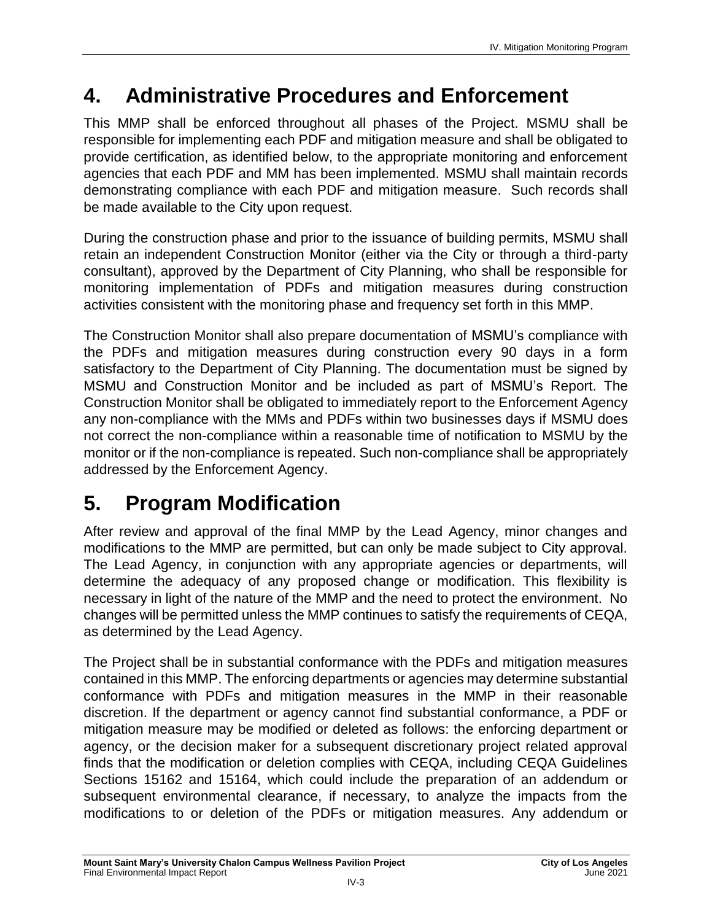# 4. Administrative Procedures and Enforcement

This MMP shall be enforced throughout all phases of the Project. MSMU shall be responsible for implementing each PDF and mitigation measure and shall be obligated to provide certification, as identified below, to the appropriate monitoring and enforcement agencies that each PDF and MM has been implemented. MSMU shall maintain records demonstrating compliance with each PDF and mitigation measure. Such records shall be made available to the City upon request.

During the construction phase and prior to the issuance of building permits, MSMU shall retain an independent Construction Monitor (either via the City or through a third-party consultant), approved by the Department of City Planning, who shall be responsible for monitoring implementation of PDFs and mitigation measures during construction activities consistent with the monitoring phase and frequency set forth in this MMP.

The Construction Monitor shall also prepare documentation of MSMU's compliance with the PDFs and mitigation measures during construction every 90 days in a form satisfactory to the Department of City Planning. The documentation must be signed by MSMU and Construction Monitor and be included as part of MSMU's Report. The Construction Monitor shall be obligated to immediately report to the Enforcement Agency any non-compliance with the MMs and PDFs within two businesses days if MSMU does not correct the non-compliance within a reasonable time of notification to MSMU by the monitor or if the non-compliance is repeated. Such non-compliance shall be appropriately addressed by the Enforcement Agency.

# 5. Program Modification

After review and approval of the final MMP by the Lead Agency, minor changes and modifications to the MMP are permitted, but can only be made subject to City approval. The Lead Agency, in conjunction with any appropriate agencies or departments, will determine the adequacy of any proposed change or modification. This flexibility is necessary in light of the nature of the MMP and the need to protect the environment. No changes will be permitted unless the MMP continues to satisfy the requirements of CEQA, as determined by the Lead Agency.

The Project shall be in substantial conformance with the PDFs and mitigation measures contained in this MMP. The enforcing departments or agencies may determine substantial conformance with PDFs and mitigation measures in the MMP in their reasonable discretion. If the department or agency cannot find substantial conformance, a PDF or mitigation measure may be modified or deleted as follows: the enforcing department or agency, or the decision maker for a subsequent discretionary project related approval finds that the modification or deletion complies with CEQA, including CEQA Guidelines Sections 15162 and 15164, which could include the preparation of an addendum or subsequent environmental clearance, if necessary, to analyze the impacts from the modifications to or deletion of the PDFs or mitigation measures. Any addendum or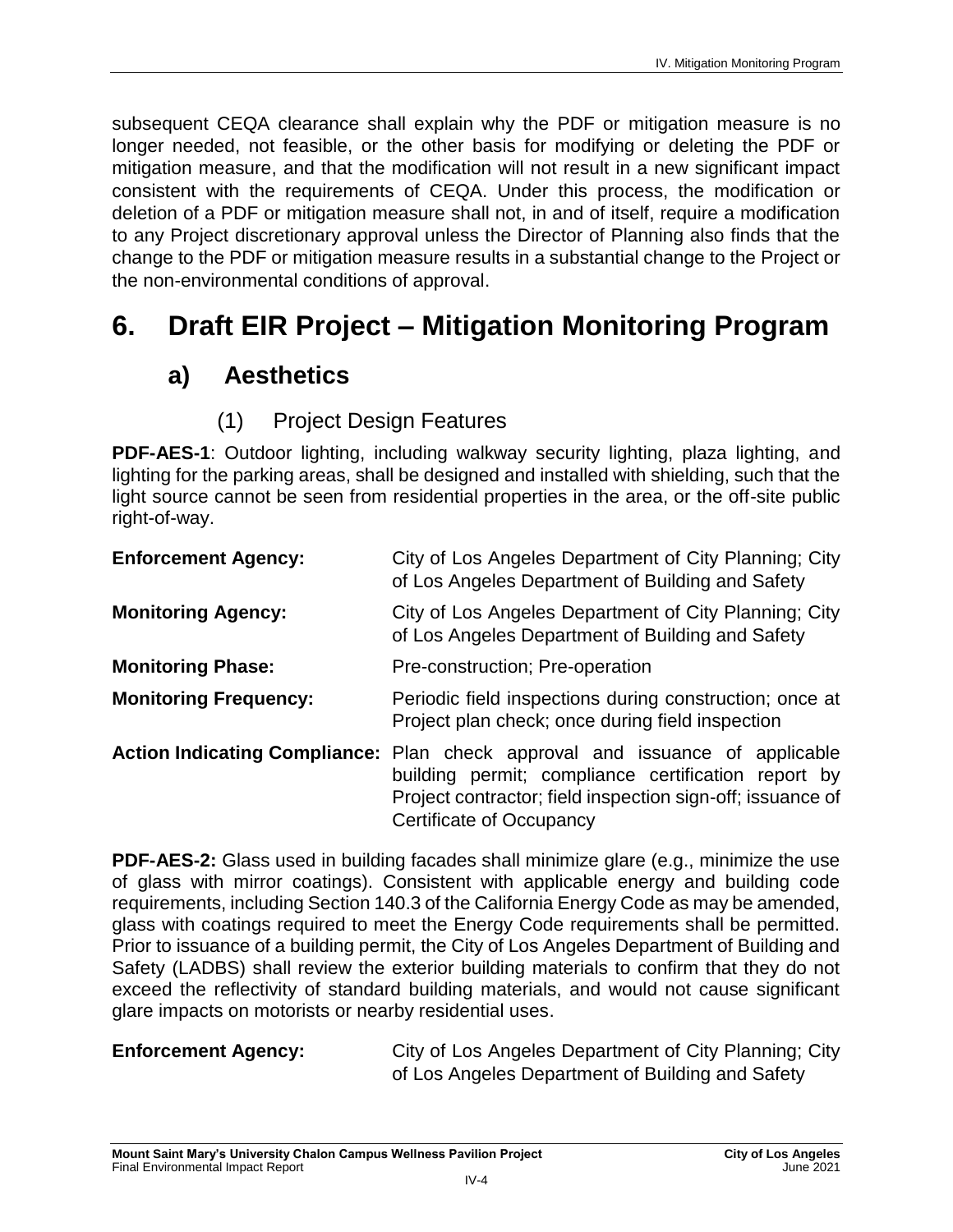subsequent CEQA clearance shall explain why the PDF or mitigation measure is no longer needed, not feasible, or the other basis for modifying or deleting the PDF or mitigation measure, and that the modification will not result in a new significant impact consistent with the requirements of CEQA. Under this process, the modification or deletion of a PDF or mitigation measure shall not, in and of itself, require a modification to any Project discretionary approval unless the Director of Planning also finds that the change to the PDF or mitigation measure results in a substantial change to the Project or the non-environmental conditions of approval.

# 6. Draft EIR Project – Mitigation Monitoring Program

## a) Aesthetics

### (1) Project Design Features

**PDF-AES-1**: Outdoor lighting, including walkway security lighting, plaza lighting, and lighting for the parking areas, shall be designed and installed with shielding, such that the light source cannot be seen from residential properties in the area, or the off-site public right-of-way.

**Enforcement Agency:** City of Los Angeles Department of City Planning; City of Los Angeles Department of Building and Safety

**Monitoring Agency:** City of Los Angeles Department of City Planning; City of Los Angeles Department of Building and Safety

**Monitoring Phase:** Pre-construction; Pre-operation

**Monitoring Frequency:** Periodic field inspections during construction; once at Project plan check; once during field inspection

**Action Indicating Compliance:** Plan check approval and issuance of applicable building permit; compliance certification report by Project contractor; field inspection sign-off; issuance of Certificate of Occupancy

**PDF-AES-2:** Glass used in building facades shall minimize glare (e.g., minimize the use of glass with mirror coatings). Consistent with applicable energy and building code requirements, including Section 140.3 of the California Energy Code as may be amended, glass with coatings required to meet the Energy Code requirements shall be permitted. Prior to issuance of a building permit, the City of Los Angeles Department of Building and Safety (LADBS) shall review the exterior building materials to confirm that they do not exceed the reflectivity of standard building materials, and would not cause significant glare impacts on motorists or nearby residential uses.

**Enforcement Agency:** City of Los Angeles Department of City Planning; City of Los Angeles Department of Building and Safety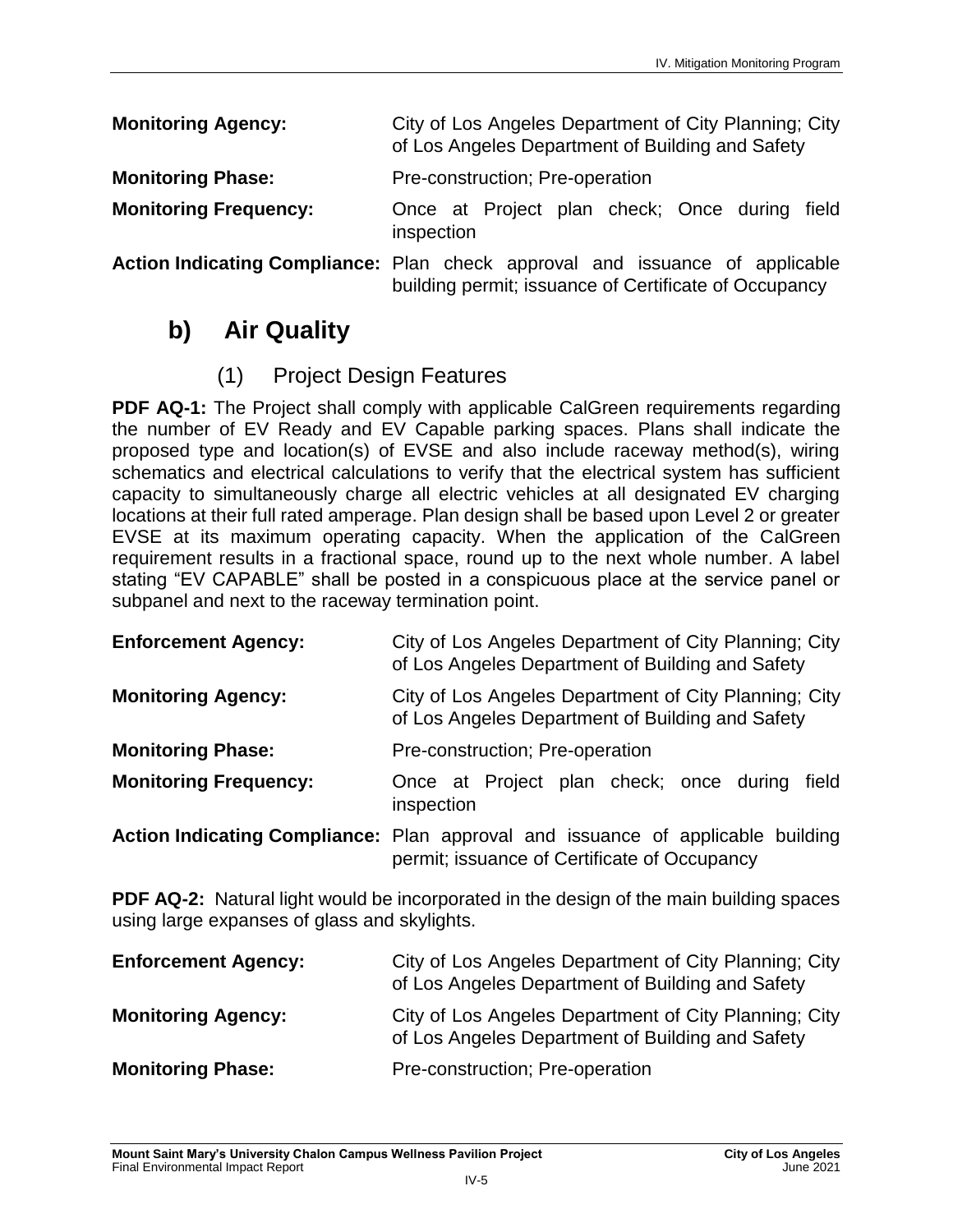**Monitoring Agency:** City of Los Angeles Department of City Planning; City of Los Angeles Department of Building and Safety

**Monitoring Phase:** Pre-construction; Pre-operation

**Monitoring Frequency:** Once at Project plan check; Once during field inspection

**Action Indicating Compliance:** Plan check approval and issuance of applicable building permit; issuance of Certificate of Occupancy

## b) Air Quality

### (1) Project Design Features

**PDF AQ-1:** The Project shall comply with applicable CalGreen requirements regarding the number of EV Ready and EV Capable parking spaces. Plans shall indicate the proposed type and location(s) of EVSE and also include raceway method(s), wiring schematics and electrical calculations to verify that the electrical system has sufficient capacity to simultaneously charge all electric vehicles at all designated EV charging locations at their full rated amperage. Plan design shall be based upon Level 2 or greater EVSE at its maximum operating capacity. When the application of the CalGreen requirement results in a fractional space, round up to the next whole number. A label stating "EV CAPABLE" shall be posted in a conspicuous place at the service panel or subpanel and next to the raceway termination point.

**Enforcement Agency:** City of Los Angeles Department of City Planning; City of Los Angeles Department of Building and Safety

**Monitoring Agency:** City of Los Angeles Department of City Planning; City of Los Angeles Department of Building and Safety

**Monitoring Phase:** Pre-construction; Pre-operation

**Monitoring Frequency:** Once at Project plan check; once during field inspection

**Action Indicating Compliance:** Plan approval and issuance of applicable building permit; issuance of Certificate of Occupancy

**PDF AQ-2:** Natural light would be incorporated in the design of the main building spaces using large expanses of glass and skylights.

**Enforcement Agency:** City of Los Angeles Department of City Planning; City of Los Angeles Department of Building and Safety

**Monitoring Agency:** City of Los Angeles Department of City Planning; City of Los Angeles Department of Building and Safety

**Monitoring Phase:** Pre-construction; Pre-operation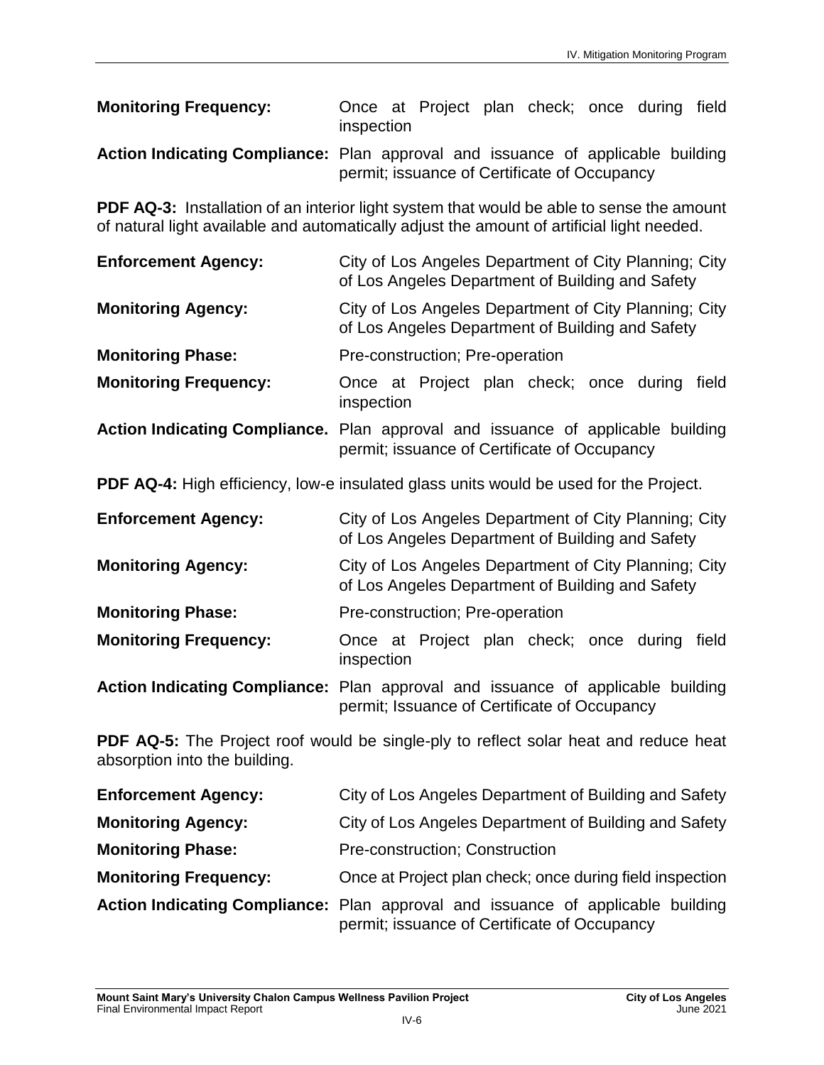**Monitoring Frequency:** Once at Project plan check; once during field inspection

**Action Indicating Compliance:** Plan approval and issuance of applicable building permit; issuance of Certificate of Occupancy

**PDF AQ-3:** Installation of an interior light system that would be able to sense the amount of natural light available and automatically adjust the amount of artificial light needed.

**Enforcement Agency:** City of Los Angeles Department of City Planning; City of Los Angeles Department of Building and Safety

**Monitoring Agency:** City of Los Angeles Department of City Planning; City of Los Angeles Department of Building and Safety

**Monitoring Phase:** Pre-construction; Pre-operation

**Monitoring Frequency:** Once at Project plan check; once during field inspection

**Action Indicating Compliance.** Plan approval and issuance of applicable building permit; issuance of Certificate of Occupancy

**PDF AQ-4:** High efficiency, low-e insulated glass units would be used for the Project.

**Enforcement Agency:** City of Los Angeles Department of City Planning; City of Los Angeles Department of Building and Safety

**Monitoring Agency:** City of Los Angeles Department of City Planning; City of Los Angeles Department of Building and Safety

**Monitoring Phase:** Pre-construction; Pre-operation

**Monitoring Frequency:** Once at Project plan check; once during field inspection

**Action Indicating Compliance:** Plan approval and issuance of applicable building permit; Issuance of Certificate of Occupancy

**PDF AQ-5:** The Project roof would be single-ply to reflect solar heat and reduce heat absorption into the building.

**Enforcement Agency:** City of Los Angeles Department of Building and Safety

**Monitoring Agency:** City of Los Angeles Department of Building and Safety

**Monitoring Phase:** Pre-construction; Construction

**Monitoring Frequency:** Once at Project plan check; once during field inspection

**Action Indicating Compliance:** Plan approval and issuance of applicable building permit; issuance of Certificate of Occupancy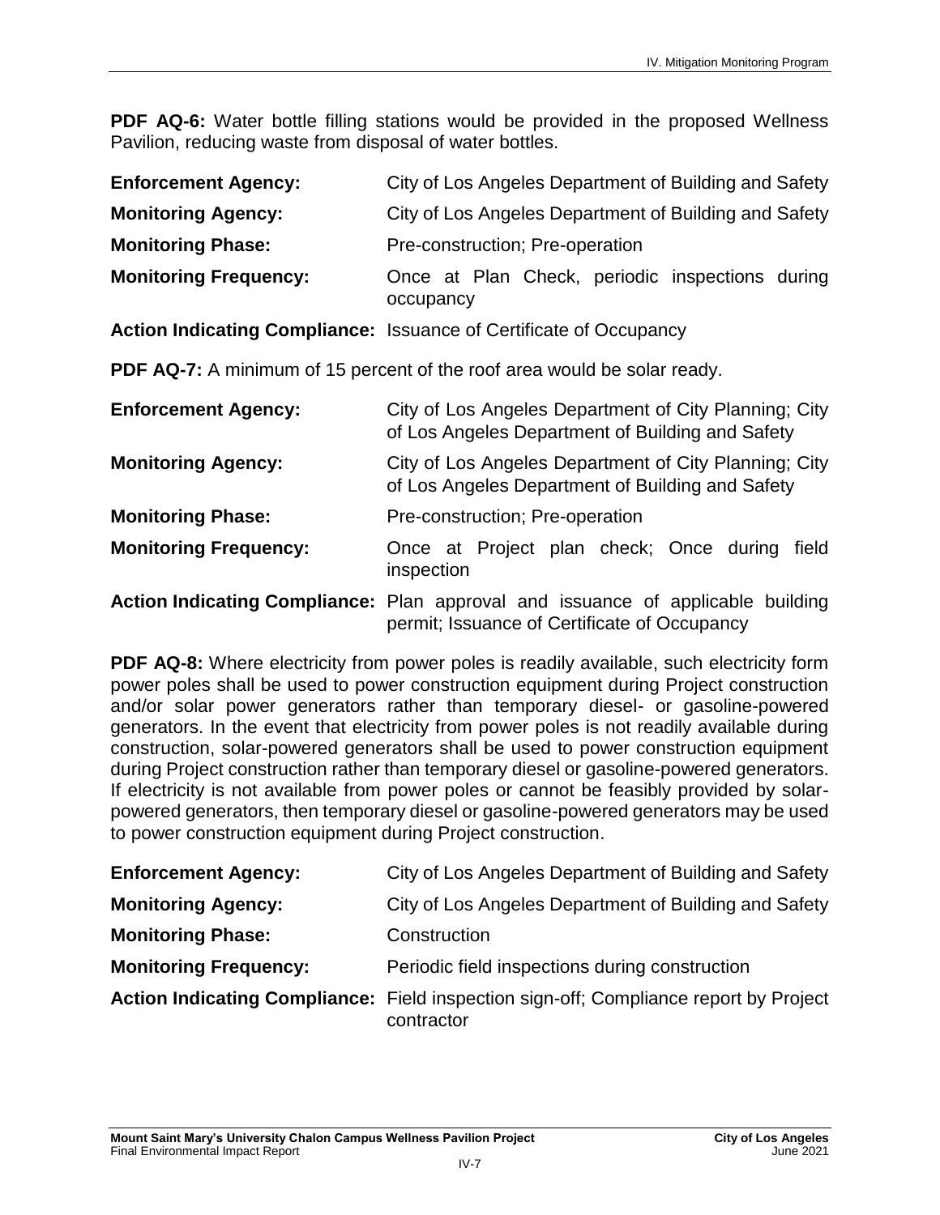**PDF AQ-6:** Water bottle filling stations would be provided in the proposed Wellness Pavilion, reducing waste from disposal of water bottles.

**Enforcement Agency:** City of Los Angeles Department of Building and Safety

**Monitoring Agency:** City of Los Angeles Department of Building and Safety

**Monitoring Phase:** Pre-construction; Pre-operation

**Monitoring Frequency:** Once at Plan Check, periodic inspections during occupancy

**Action Indicating Compliance:** Issuance of Certificate of Occupancy

**PDF AQ-7:** A minimum of 15 percent of the roof area would be solar ready.

**Enforcement Agency:** City of Los Angeles Department of City Planning; City of Los Angeles Department of Building and Safety

**Monitoring Agency:** City of Los Angeles Department of City Planning; City of Los Angeles Department of Building and Safety

**Monitoring Phase:** Pre-construction; Pre-operation

**Monitoring Frequency:** Once at Project plan check; Once during field inspection

**Action Indicating Compliance:** Plan approval and issuance of applicable building permit; Issuance of Certificate of Occupancy

**PDF AQ-8:** Where electricity from power poles is readily available, such electricity form power poles shall be used to power construction equipment during Project construction and/or solar power generators rather than temporary diesel- or gasoline-powered generators. In the event that electricity from power poles is not readily available during construction, solar-powered generators shall be used to power construction equipment during Project construction rather than temporary diesel or gasoline-powered generators. If electricity is not available from power poles or cannot be feasibly provided by solar-powered generators, then temporary diesel or gasoline-powered generators may be used to power construction equipment during Project construction.

**Enforcement Agency:** City of Los Angeles Department of Building and Safety

**Monitoring Agency:** City of Los Angeles Department of Building and Safety

**Monitoring Phase:** Construction

**Monitoring Frequency:** Periodic field inspections during construction

**Action Indicating Compliance:** Field inspection sign-off; Compliance report by Project contractor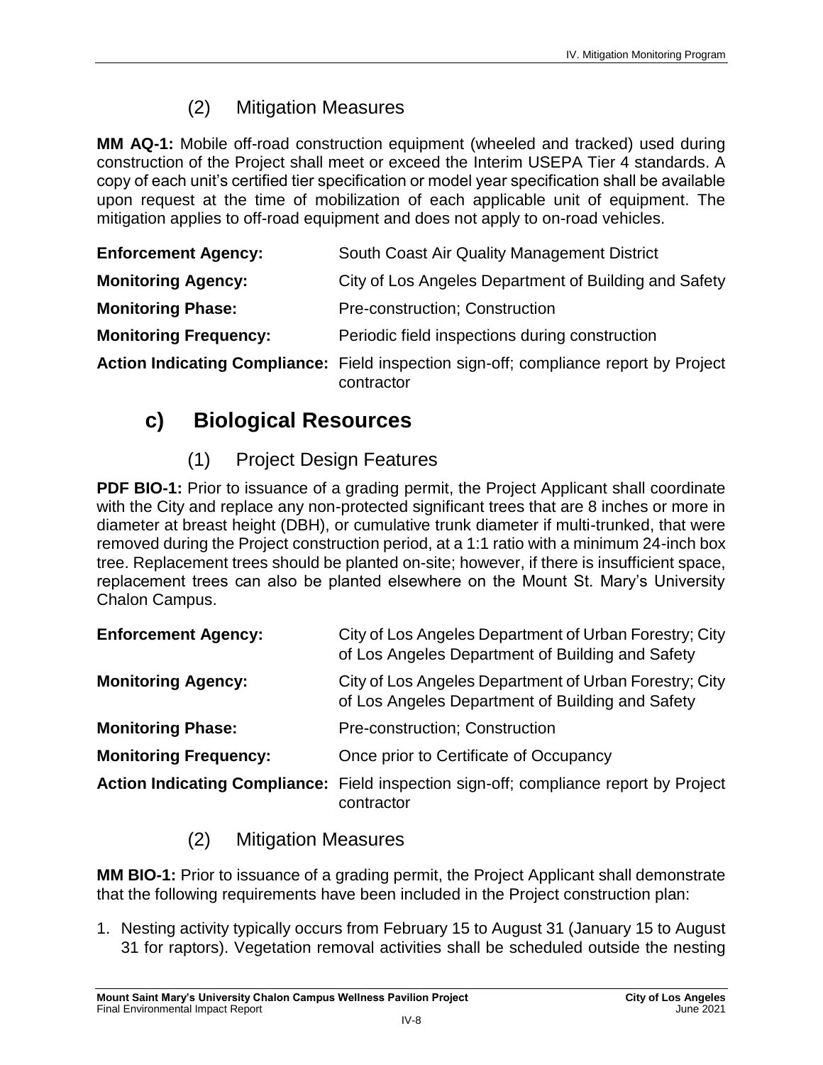### (2) Mitigation Measures

**MM AQ-1:** Mobile off-road construction equipment (wheeled and tracked) used during construction of the Project shall meet or exceed the Interim USEPA Tier 4 standards. A copy of each unit's certified tier specification or model year specification shall be available upon request at the time of mobilization of each applicable unit of equipment. The mitigation applies to off-road equipment and does not apply to on-road vehicles.

| | |
|---|---|
| **Enforcement Agency:** | South Coast Air Quality Management District |
| **Monitoring Agency:** | City of Los Angeles Department of Building and Safety |
| **Monitoring Phase:** | Pre-construction; Construction |
| **Monitoring Frequency:** | Periodic field inspections during construction |
| **Action Indicating Compliance:** | Field inspection sign-off; compliance report by Project contractor |

## c) Biological Resources

### (1) Project Design Features

**PDF BIO-1:** Prior to issuance of a grading permit, the Project Applicant shall coordinate with the City and replace any non-protected significant trees that are 8 inches or more in diameter at breast height (DBH), or cumulative trunk diameter if multi-trunked, that were removed during the Project construction period, at a 1:1 ratio with a minimum 24-inch box tree. Replacement trees should be planted on-site; however, if there is insufficient space, replacement trees can also be planted elsewhere on the Mount St. Mary's University Chalon Campus.

| | |
|---|---|
| **Enforcement Agency:** | City of Los Angeles Department of Urban Forestry; City of Los Angeles Department of Building and Safety |
| **Monitoring Agency:** | City of Los Angeles Department of Urban Forestry; City of Los Angeles Department of Building and Safety |
| **Monitoring Phase:** | Pre-construction; Construction |
| **Monitoring Frequency:** | Once prior to Certificate of Occupancy |
| **Action Indicating Compliance:** | Field inspection sign-off; compliance report by Project contractor |

### (2) Mitigation Measures

**MM BIO-1:** Prior to issuance of a grading permit, the Project Applicant shall demonstrate that the following requirements have been included in the Project construction plan:

1. Nesting activity typically occurs from February 15 to August 31 (January 15 to August 31 for raptors). Vegetation removal activities shall be scheduled outside the nesting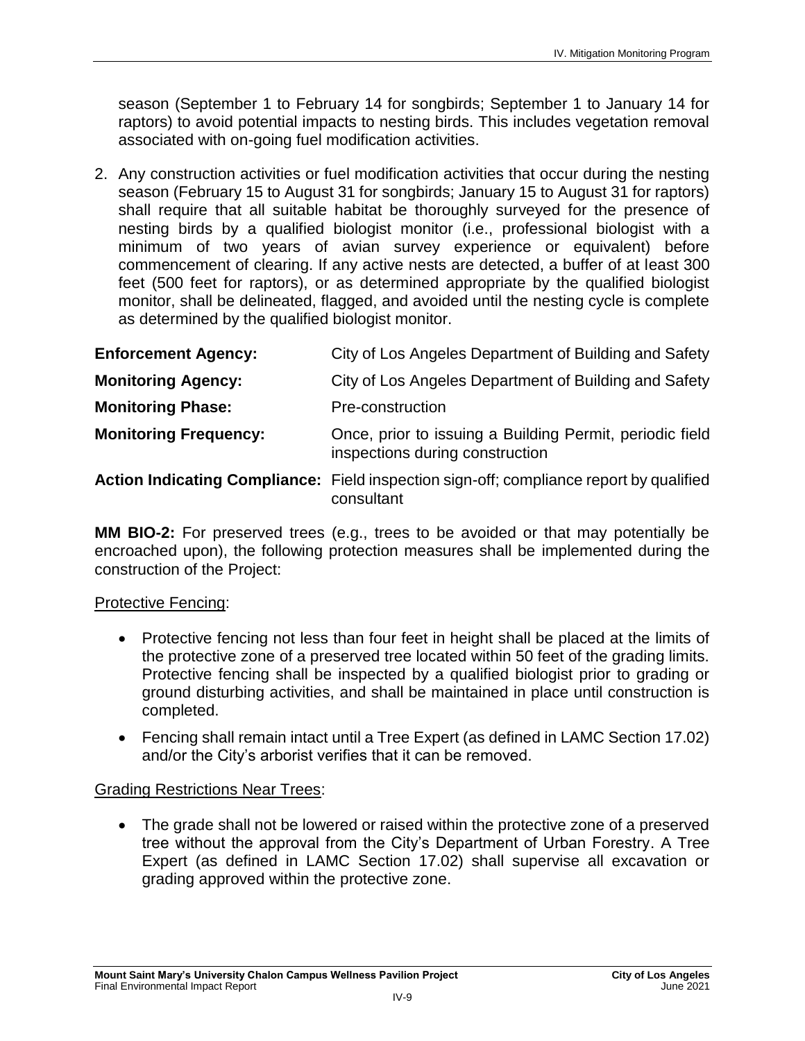season (September 1 to February 14 for songbirds; September 1 to January 14 for raptors) to avoid potential impacts to nesting birds. This includes vegetation removal associated with on-going fuel modification activities.

2. Any construction activities or fuel modification activities that occur during the nesting season (February 15 to August 31 for songbirds; January 15 to August 31 for raptors) shall require that all suitable habitat be thoroughly surveyed for the presence of nesting birds by a qualified biologist monitor (i.e., professional biologist with a minimum of two years of avian survey experience or equivalent) before commencement of clearing. If any active nests are detected, a buffer of at least 300 feet (500 feet for raptors), or as determined appropriate by the qualified biologist monitor, shall be delineated, flagged, and avoided until the nesting cycle is complete as determined by the qualified biologist monitor.

**Enforcement Agency:** City of Los Angeles Department of Building and Safety

**Monitoring Agency:** City of Los Angeles Department of Building and Safety

**Monitoring Phase:** Pre-construction

**Monitoring Frequency:** Once, prior to issuing a Building Permit, periodic field inspections during construction

**Action Indicating Compliance:** Field inspection sign-off; compliance report by qualified consultant

**MM BIO-2:** For preserved trees (e.g., trees to be avoided or that may potentially be encroached upon), the following protection measures shall be implemented during the construction of the Project:

Protective Fencing:

- Protective fencing not less than four feet in height shall be placed at the limits of the protective zone of a preserved tree located within 50 feet of the grading limits. Protective fencing shall be inspected by a qualified biologist prior to grading or ground disturbing activities, and shall be maintained in place until construction is completed.
- Fencing shall remain intact until a Tree Expert (as defined in LAMC Section 17.02) and/or the City's arborist verifies that it can be removed.

Grading Restrictions Near Trees:

- The grade shall not be lowered or raised within the protective zone of a preserved tree without the approval from the City's Department of Urban Forestry. A Tree Expert (as defined in LAMC Section 17.02) shall supervise all excavation or grading approved within the protective zone.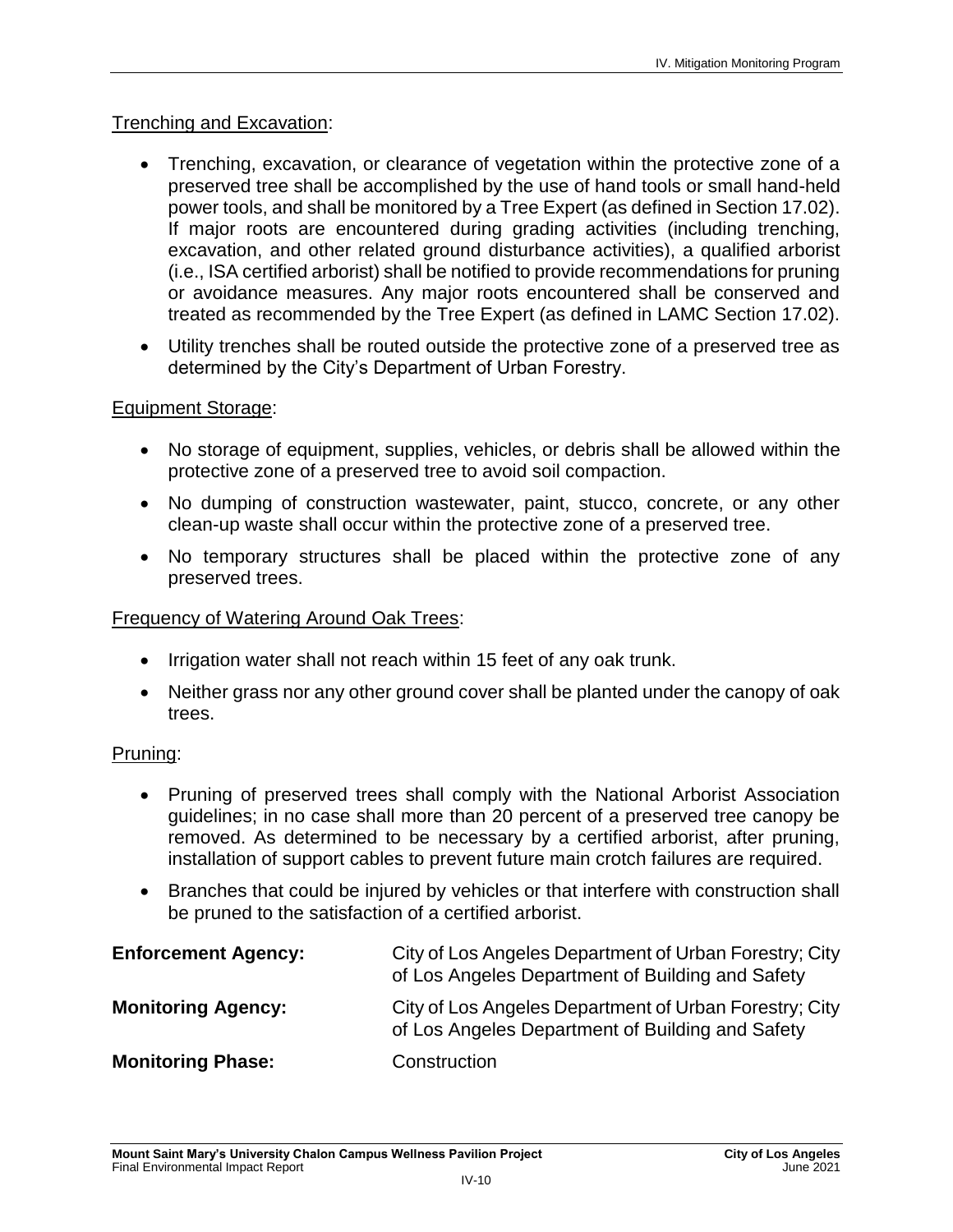Trenching and Excavation:

- Trenching, excavation, or clearance of vegetation within the protective zone of a preserved tree shall be accomplished by the use of hand tools or small hand-held power tools, and shall be monitored by a Tree Expert (as defined in Section 17.02). If major roots are encountered during grading activities (including trenching, excavation, and other related ground disturbance activities), a qualified arborist (i.e., ISA certified arborist) shall be notified to provide recommendations for pruning or avoidance measures. Any major roots encountered shall be conserved and treated as recommended by the Tree Expert (as defined in LAMC Section 17.02).
- Utility trenches shall be routed outside the protective zone of a preserved tree as determined by the City's Department of Urban Forestry.

Equipment Storage:

- No storage of equipment, supplies, vehicles, or debris shall be allowed within the protective zone of a preserved tree to avoid soil compaction.
- No dumping of construction wastewater, paint, stucco, concrete, or any other clean-up waste shall occur within the protective zone of a preserved tree.
- No temporary structures shall be placed within the protective zone of any preserved trees.

Frequency of Watering Around Oak Trees:

- Irrigation water shall not reach within 15 feet of any oak trunk.
- Neither grass nor any other ground cover shall be planted under the canopy of oak trees.

Pruning:

- Pruning of preserved trees shall comply with the National Arborist Association guidelines; in no case shall more than 20 percent of a preserved tree canopy be removed. As determined to be necessary by a certified arborist, after pruning, installation of support cables to prevent future main crotch failures are required.
- Branches that could be injured by vehicles or that interfere with construction shall be pruned to the satisfaction of a certified arborist.

**Enforcement Agency:** City of Los Angeles Department of Urban Forestry; City of Los Angeles Department of Building and Safety

**Monitoring Agency:** City of Los Angeles Department of Urban Forestry; City of Los Angeles Department of Building and Safety

**Monitoring Phase:** Construction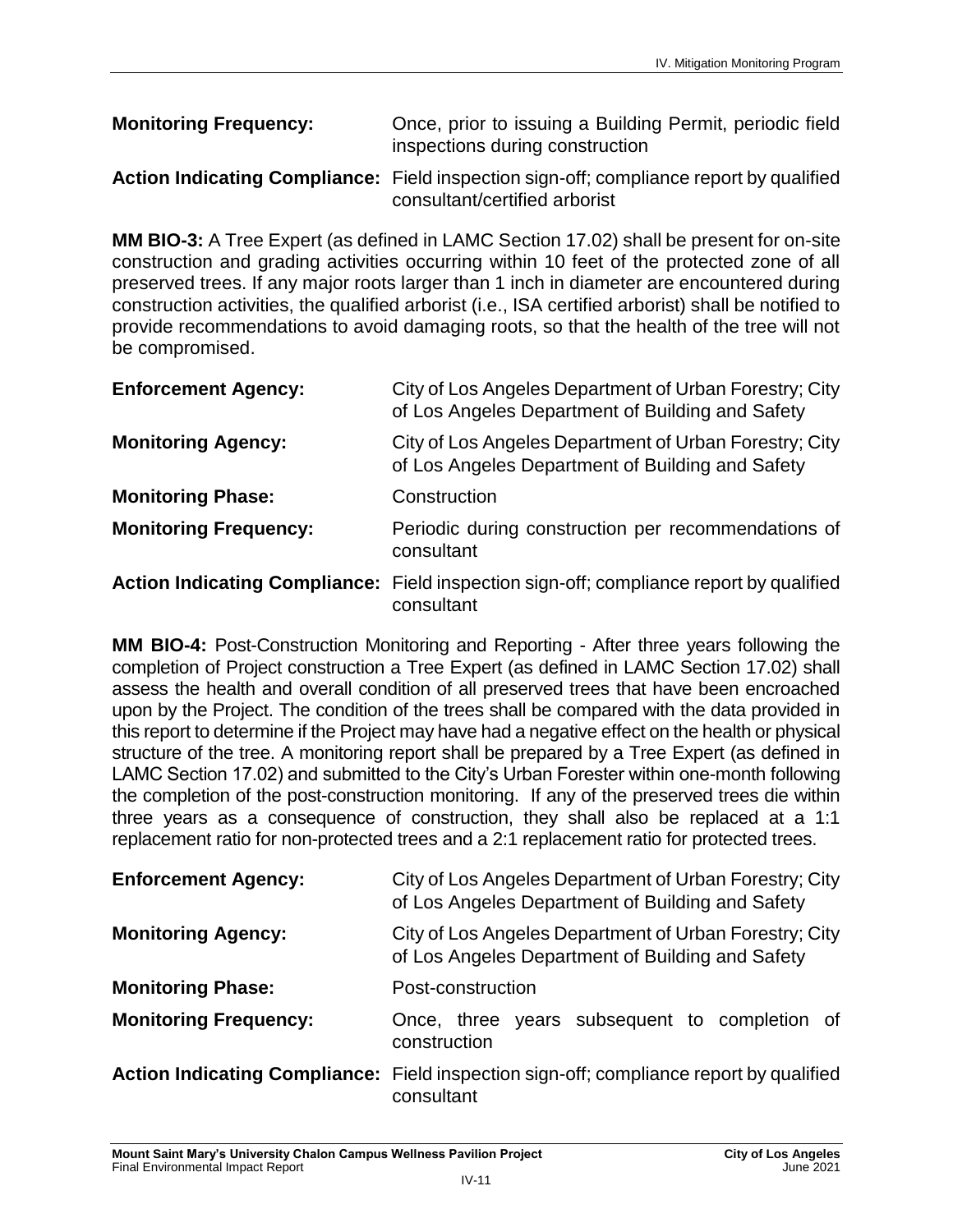**Monitoring Frequency:** Once, prior to issuing a Building Permit, periodic field inspections during construction

**Action Indicating Compliance:** Field inspection sign-off; compliance report by qualified consultant/certified arborist

**MM BIO-3:** A Tree Expert (as defined in LAMC Section 17.02) shall be present for on-site construction and grading activities occurring within 10 feet of the protected zone of all preserved trees. If any major roots larger than 1 inch in diameter are encountered during construction activities, the qualified arborist (i.e., ISA certified arborist) shall be notified to provide recommendations to avoid damaging roots, so that the health of the tree will not be compromised.

**Enforcement Agency:** City of Los Angeles Department of Urban Forestry; City of Los Angeles Department of Building and Safety

**Monitoring Agency:** City of Los Angeles Department of Urban Forestry; City of Los Angeles Department of Building and Safety

**Monitoring Phase:** Construction

**Monitoring Frequency:** Periodic during construction per recommendations of consultant

**Action Indicating Compliance:** Field inspection sign-off; compliance report by qualified consultant

**MM BIO-4:** Post-Construction Monitoring and Reporting - After three years following the completion of Project construction a Tree Expert (as defined in LAMC Section 17.02) shall assess the health and overall condition of all preserved trees that have been encroached upon by the Project. The condition of the trees shall be compared with the data provided in this report to determine if the Project may have had a negative effect on the health or physical structure of the tree. A monitoring report shall be prepared by a Tree Expert (as defined in LAMC Section 17.02) and submitted to the City's Urban Forester within one-month following the completion of the post-construction monitoring. If any of the preserved trees die within three years as a consequence of construction, they shall also be replaced at a 1:1 replacement ratio for non-protected trees and a 2:1 replacement ratio for protected trees.

**Enforcement Agency:** City of Los Angeles Department of Urban Forestry; City of Los Angeles Department of Building and Safety

**Monitoring Agency:** City of Los Angeles Department of Urban Forestry; City of Los Angeles Department of Building and Safety

**Monitoring Phase:** Post-construction

**Monitoring Frequency:** Once, three years subsequent to completion of construction

**Action Indicating Compliance:** Field inspection sign-off; compliance report by qualified consultant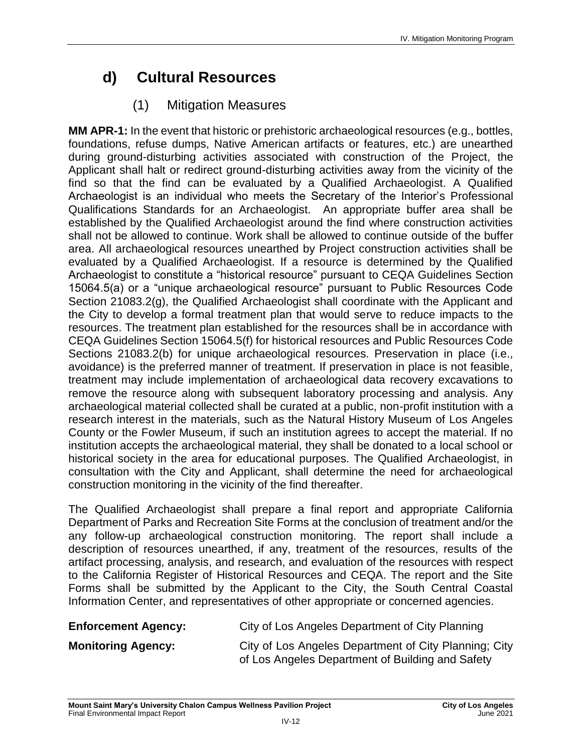## d) Cultural Resources

### (1) Mitigation Measures

**MM APR-1:** In the event that historic or prehistoric archaeological resources (e.g., bottles, foundations, refuse dumps, Native American artifacts or features, etc.) are unearthed during ground-disturbing activities associated with construction of the Project, the Applicant shall halt or redirect ground-disturbing activities away from the vicinity of the find so that the find can be evaluated by a Qualified Archaeologist. A Qualified Archaeologist is an individual who meets the Secretary of the Interior's Professional Qualifications Standards for an Archaeologist. An appropriate buffer area shall be established by the Qualified Archaeologist around the find where construction activities shall not be allowed to continue. Work shall be allowed to continue outside of the buffer area. All archaeological resources unearthed by Project construction activities shall be evaluated by a Qualified Archaeologist. If a resource is determined by the Qualified Archaeologist to constitute a "historical resource" pursuant to CEQA Guidelines Section 15064.5(a) or a "unique archaeological resource" pursuant to Public Resources Code Section 21083.2(g), the Qualified Archaeologist shall coordinate with the Applicant and the City to develop a formal treatment plan that would serve to reduce impacts to the resources. The treatment plan established for the resources shall be in accordance with CEQA Guidelines Section 15064.5(f) for historical resources and Public Resources Code Sections 21083.2(b) for unique archaeological resources. Preservation in place (i.e., avoidance) is the preferred manner of treatment. If preservation in place is not feasible, treatment may include implementation of archaeological data recovery excavations to remove the resource along with subsequent laboratory processing and analysis. Any archaeological material collected shall be curated at a public, non-profit institution with a research interest in the materials, such as the Natural History Museum of Los Angeles County or the Fowler Museum, if such an institution agrees to accept the material. If no institution accepts the archaeological material, they shall be donated to a local school or historical society in the area for educational purposes. The Qualified Archaeologist, in consultation with the City and Applicant, shall determine the need for archaeological construction monitoring in the vicinity of the find thereafter.

The Qualified Archaeologist shall prepare a final report and appropriate California Department of Parks and Recreation Site Forms at the conclusion of treatment and/or the any follow-up archaeological construction monitoring. The report shall include a description of resources unearthed, if any, treatment of the resources, results of the artifact processing, analysis, and research, and evaluation of the resources with respect to the California Register of Historical Resources and CEQA. The report and the Site Forms shall be submitted by the Applicant to the City, the South Central Coastal Information Center, and representatives of other appropriate or concerned agencies.

**Enforcement Agency:** City of Los Angeles Department of City Planning

**Monitoring Agency:** City of Los Angeles Department of City Planning; City of Los Angeles Department of Building and Safety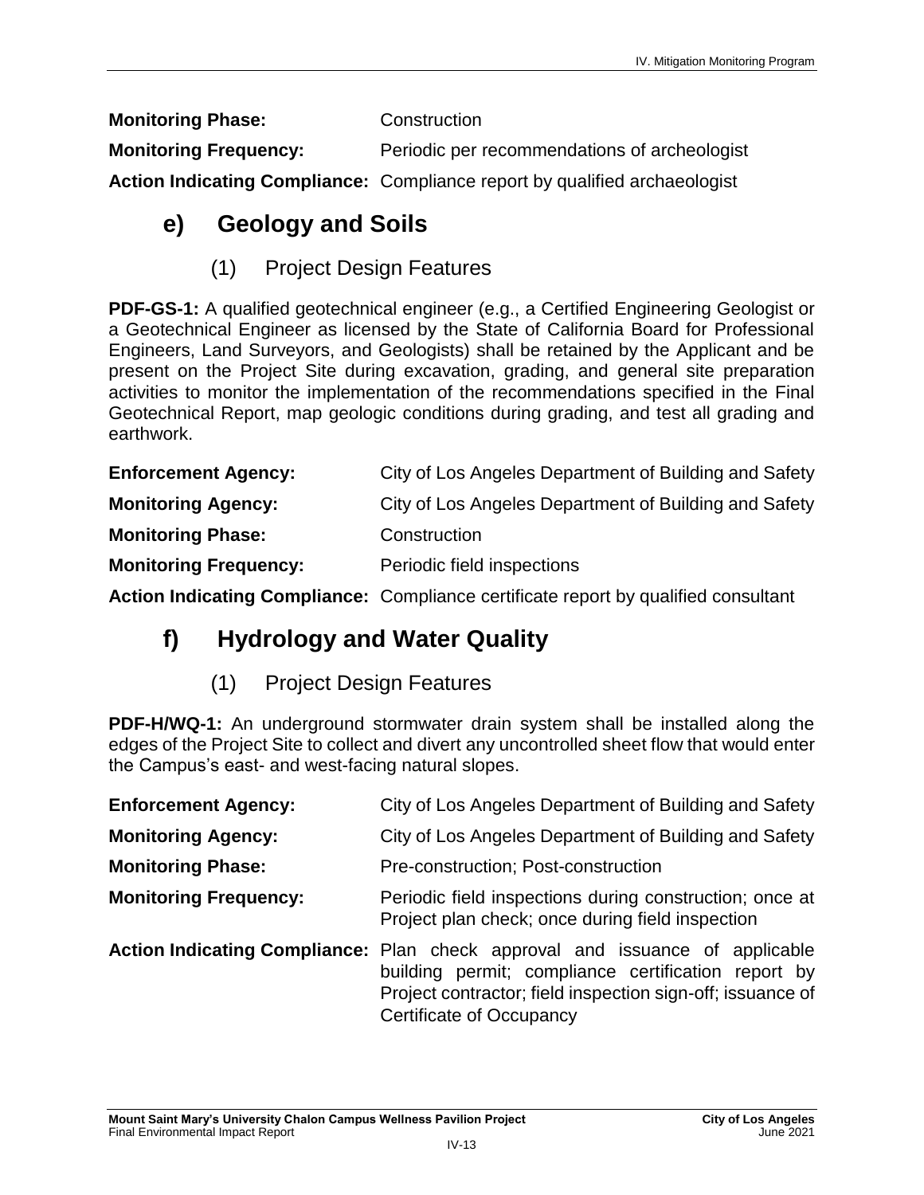**Monitoring Phase:** Construction

**Monitoring Frequency:** Periodic per recommendations of archeologist

**Action Indicating Compliance:** Compliance report by qualified archaeologist

## e) Geology and Soils

### (1) Project Design Features

**PDF-GS-1:** A qualified geotechnical engineer (e.g., a Certified Engineering Geologist or a Geotechnical Engineer as licensed by the State of California Board for Professional Engineers, Land Surveyors, and Geologists) shall be retained by the Applicant and be present on the Project Site during excavation, grading, and general site preparation activities to monitor the implementation of the recommendations specified in the Final Geotechnical Report, map geologic conditions during grading, and test all grading and earthwork.

**Enforcement Agency:** City of Los Angeles Department of Building and Safety

**Monitoring Agency:** City of Los Angeles Department of Building and Safety

**Monitoring Phase:** Construction

**Monitoring Frequency:** Periodic field inspections

**Action Indicating Compliance:** Compliance certificate report by qualified consultant

## f) Hydrology and Water Quality

### (1) Project Design Features

**PDF-H/WQ-1:** An underground stormwater drain system shall be installed along the edges of the Project Site to collect and divert any uncontrolled sheet flow that would enter the Campus's east- and west-facing natural slopes.

**Enforcement Agency:** City of Los Angeles Department of Building and Safety

**Monitoring Agency:** City of Los Angeles Department of Building and Safety

**Monitoring Phase:** Pre-construction; Post-construction

**Monitoring Frequency:** Periodic field inspections during construction; once at Project plan check; once during field inspection

**Action Indicating Compliance:** Plan check approval and issuance of applicable building permit; compliance certification report by Project contractor; field inspection sign-off; issuance of Certificate of Occupancy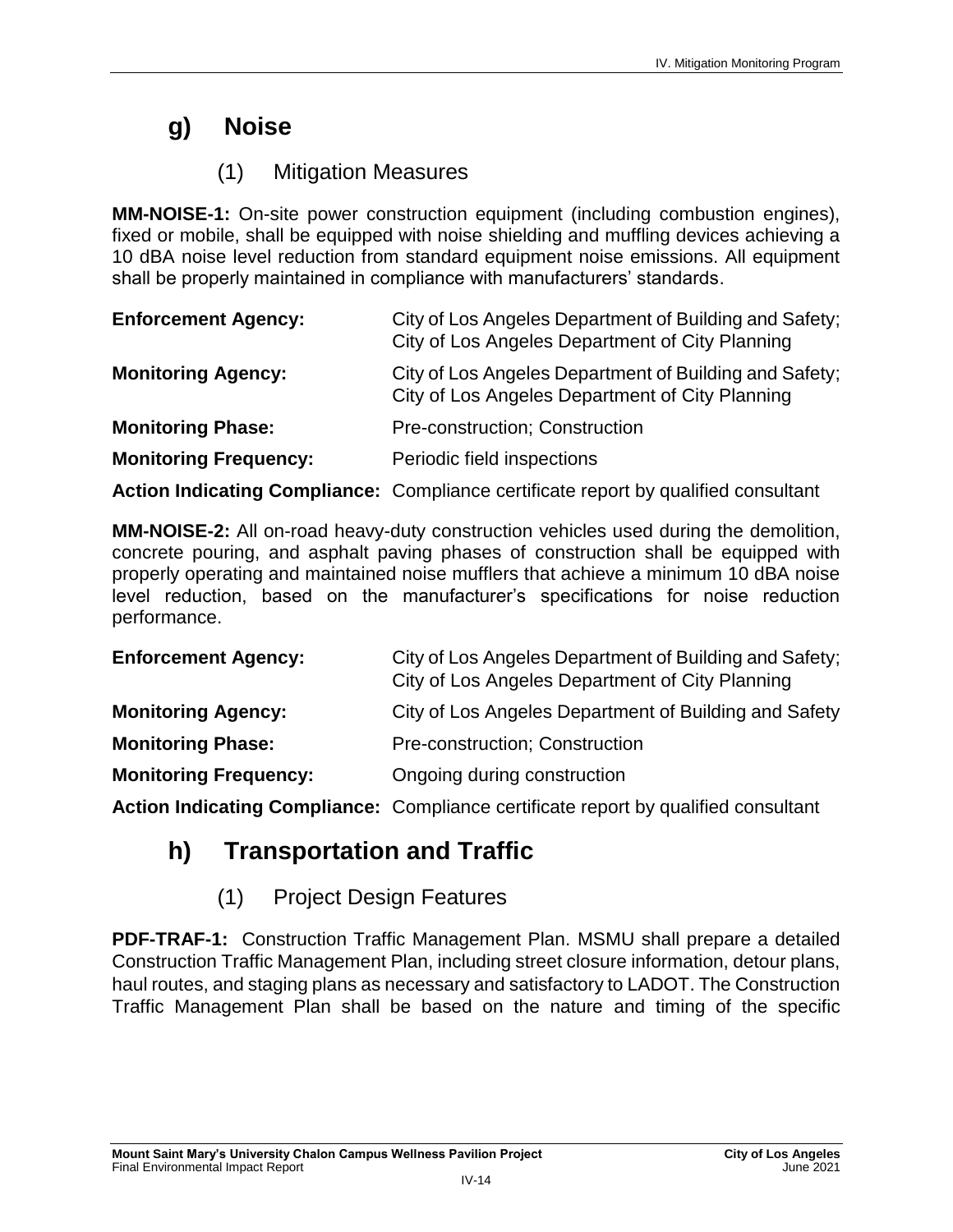## g) Noise

### (1) Mitigation Measures

**MM-NOISE-1:** On-site power construction equipment (including combustion engines), fixed or mobile, shall be equipped with noise shielding and muffling devices achieving a 10 dBA noise level reduction from standard equipment noise emissions. All equipment shall be properly maintained in compliance with manufacturers' standards.

**Enforcement Agency:** City of Los Angeles Department of Building and Safety; City of Los Angeles Department of City Planning

**Monitoring Agency:** City of Los Angeles Department of Building and Safety; City of Los Angeles Department of City Planning

**Monitoring Phase:** Pre-construction; Construction

**Monitoring Frequency:** Periodic field inspections

**Action Indicating Compliance:** Compliance certificate report by qualified consultant

**MM-NOISE-2:** All on-road heavy-duty construction vehicles used during the demolition, concrete pouring, and asphalt paving phases of construction shall be equipped with properly operating and maintained noise mufflers that achieve a minimum 10 dBA noise level reduction, based on the manufacturer's specifications for noise reduction performance.

**Enforcement Agency:** City of Los Angeles Department of Building and Safety; City of Los Angeles Department of City Planning

**Monitoring Agency:** City of Los Angeles Department of Building and Safety

**Monitoring Phase:** Pre-construction; Construction

**Monitoring Frequency:** Ongoing during construction

**Action Indicating Compliance:** Compliance certificate report by qualified consultant

## h) Transportation and Traffic

### (1) Project Design Features

**PDF-TRAF-1:** Construction Traffic Management Plan. MSMU shall prepare a detailed Construction Traffic Management Plan, including street closure information, detour plans, haul routes, and staging plans as necessary and satisfactory to LADOT. The Construction Traffic Management Plan shall be based on the nature and timing of the specific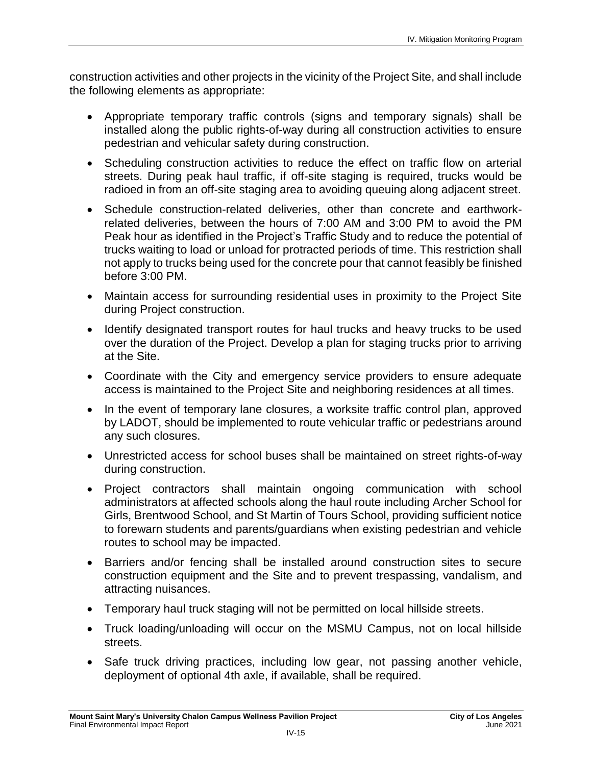construction activities and other projects in the vicinity of the Project Site, and shall include the following elements as appropriate:

- Appropriate temporary traffic controls (signs and temporary signals) shall be installed along the public rights-of-way during all construction activities to ensure pedestrian and vehicular safety during construction.
- Scheduling construction activities to reduce the effect on traffic flow on arterial streets. During peak haul traffic, if off-site staging is required, trucks would be radioed in from an off-site staging area to avoiding queuing along adjacent street.
- Schedule construction-related deliveries, other than concrete and earthwork-related deliveries, between the hours of 7:00 AM and 3:00 PM to avoid the PM Peak hour as identified in the Project's Traffic Study and to reduce the potential of trucks waiting to load or unload for protracted periods of time. This restriction shall not apply to trucks being used for the concrete pour that cannot feasibly be finished before 3:00 PM.
- Maintain access for surrounding residential uses in proximity to the Project Site during Project construction.
- Identify designated transport routes for haul trucks and heavy trucks to be used over the duration of the Project. Develop a plan for staging trucks prior to arriving at the Site.
- Coordinate with the City and emergency service providers to ensure adequate access is maintained to the Project Site and neighboring residences at all times.
- In the event of temporary lane closures, a worksite traffic control plan, approved by LADOT, should be implemented to route vehicular traffic or pedestrians around any such closures.
- Unrestricted access for school buses shall be maintained on street rights-of-way during construction.
- Project contractors shall maintain ongoing communication with school administrators at affected schools along the haul route including Archer School for Girls, Brentwood School, and St Martin of Tours School, providing sufficient notice to forewarn students and parents/guardians when existing pedestrian and vehicle routes to school may be impacted.
- Barriers and/or fencing shall be installed around construction sites to secure construction equipment and the Site and to prevent trespassing, vandalism, and attracting nuisances.
- Temporary haul truck staging will not be permitted on local hillside streets.
- Truck loading/unloading will occur on the MSMU Campus, not on local hillside streets.
- Safe truck driving practices, including low gear, not passing another vehicle, deployment of optional 4th axle, if available, shall be required.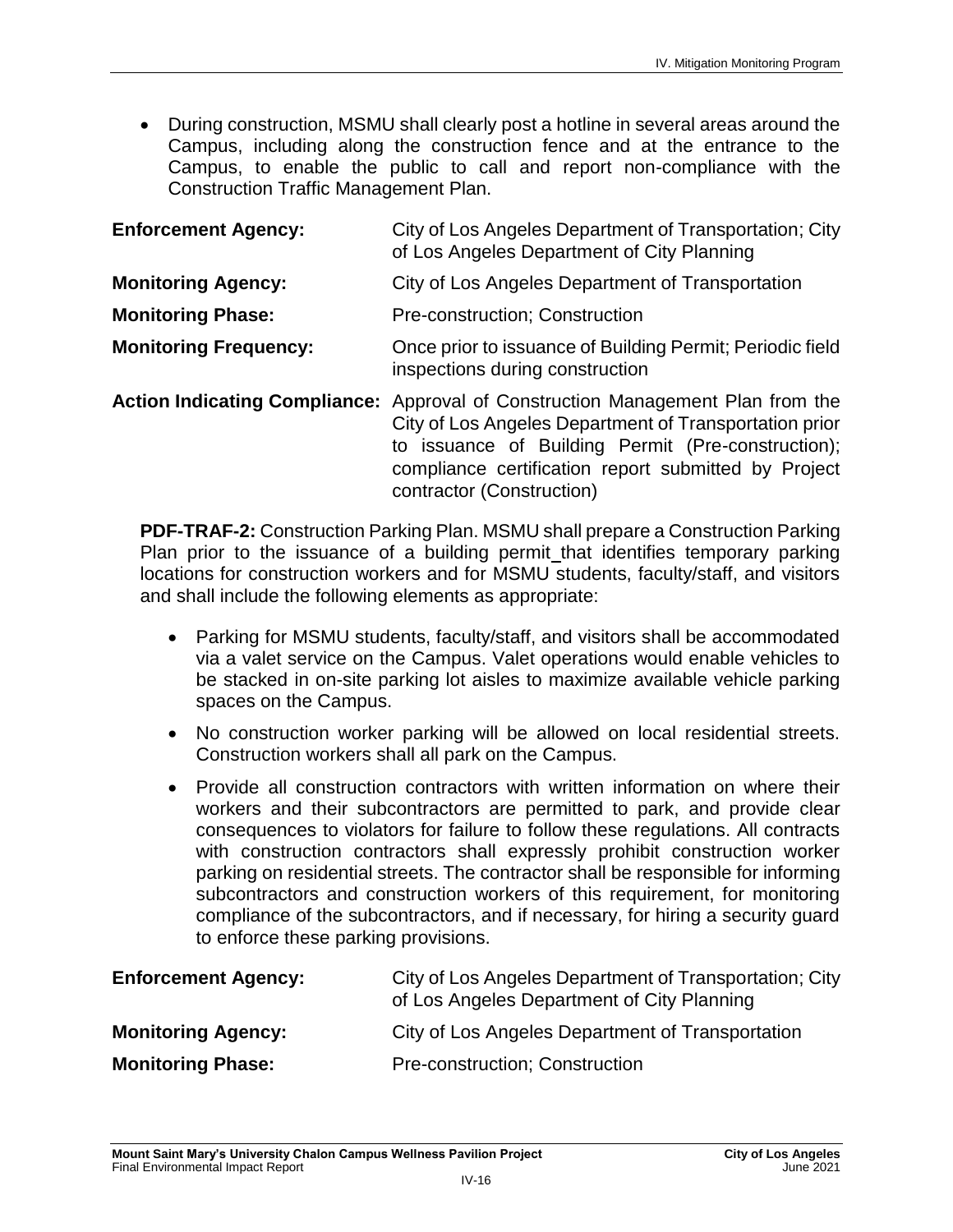- During construction, MSMU shall clearly post a hotline in several areas around the Campus, including along the construction fence and at the entrance to the Campus, to enable the public to call and report non-compliance with the Construction Traffic Management Plan.

**Enforcement Agency:** City of Los Angeles Department of Transportation; City of Los Angeles Department of City Planning

**Monitoring Agency:** City of Los Angeles Department of Transportation

**Monitoring Phase:** Pre-construction; Construction

**Monitoring Frequency:** Once prior to issuance of Building Permit; Periodic field inspections during construction

**Action Indicating Compliance:** Approval of Construction Management Plan from the City of Los Angeles Department of Transportation prior to issuance of Building Permit (Pre-construction); compliance certification report submitted by Project contractor (Construction)

**PDF-TRAF-2:** Construction Parking Plan. MSMU shall prepare a Construction Parking Plan prior to the issuance of a building permit that identifies temporary parking locations for construction workers and for MSMU students, faculty/staff, and visitors and shall include the following elements as appropriate:

- Parking for MSMU students, faculty/staff, and visitors shall be accommodated via a valet service on the Campus. Valet operations would enable vehicles to be stacked in on-site parking lot aisles to maximize available vehicle parking spaces on the Campus.
- No construction worker parking will be allowed on local residential streets. Construction workers shall all park on the Campus.
- Provide all construction contractors with written information on where their workers and their subcontractors are permitted to park, and provide clear consequences to violators for failure to follow these regulations. All contracts with construction contractors shall expressly prohibit construction worker parking on residential streets. The contractor shall be responsible for informing subcontractors and construction workers of this requirement, for monitoring compliance of the subcontractors, and if necessary, for hiring a security guard to enforce these parking provisions.

**Enforcement Agency:** City of Los Angeles Department of Transportation; City of Los Angeles Department of City Planning

**Monitoring Agency:** City of Los Angeles Department of Transportation

**Monitoring Phase:** Pre-construction; Construction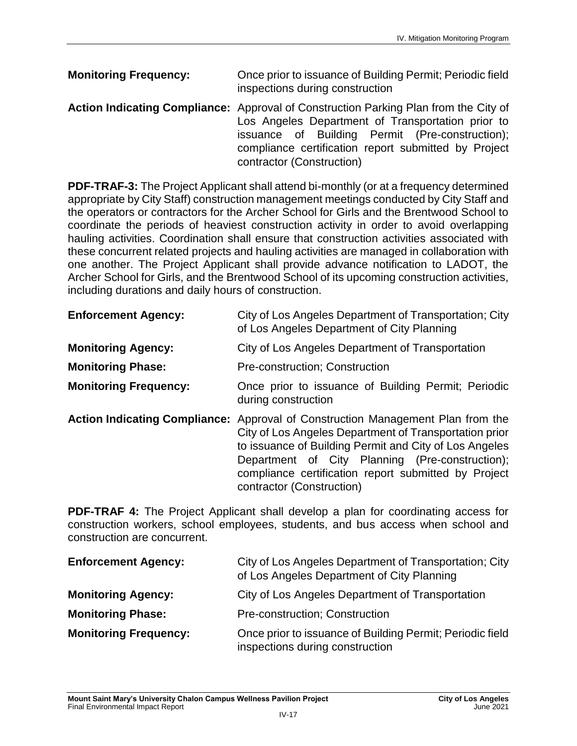**Monitoring Frequency:** Once prior to issuance of Building Permit; Periodic field inspections during construction

**Action Indicating Compliance:** Approval of Construction Parking Plan from the City of Los Angeles Department of Transportation prior to issuance of Building Permit (Pre-construction); compliance certification report submitted by Project contractor (Construction)

**PDF-TRAF-3:** The Project Applicant shall attend bi-monthly (or at a frequency determined appropriate by City Staff) construction management meetings conducted by City Staff and the operators or contractors for the Archer School for Girls and the Brentwood School to coordinate the periods of heaviest construction activity in order to avoid overlapping hauling activities. Coordination shall ensure that construction activities associated with these concurrent related projects and hauling activities are managed in collaboration with one another. The Project Applicant shall provide advance notification to LADOT, the Archer School for Girls, and the Brentwood School of its upcoming construction activities, including durations and daily hours of construction.

**Enforcement Agency:** City of Los Angeles Department of Transportation; City of Los Angeles Department of City Planning

**Monitoring Agency:** City of Los Angeles Department of Transportation

**Monitoring Phase:** Pre-construction; Construction

**Monitoring Frequency:** Once prior to issuance of Building Permit; Periodic during construction

**Action Indicating Compliance:** Approval of Construction Management Plan from the City of Los Angeles Department of Transportation prior to issuance of Building Permit and City of Los Angeles Department of City Planning (Pre-construction); compliance certification report submitted by Project contractor (Construction)

**PDF-TRAF 4:** The Project Applicant shall develop a plan for coordinating access for construction workers, school employees, students, and bus access when school and construction are concurrent.

**Enforcement Agency:** City of Los Angeles Department of Transportation; City of Los Angeles Department of City Planning

**Monitoring Agency:** City of Los Angeles Department of Transportation

**Monitoring Phase:** Pre-construction; Construction

**Monitoring Frequency:** Once prior to issuance of Building Permit; Periodic field inspections during construction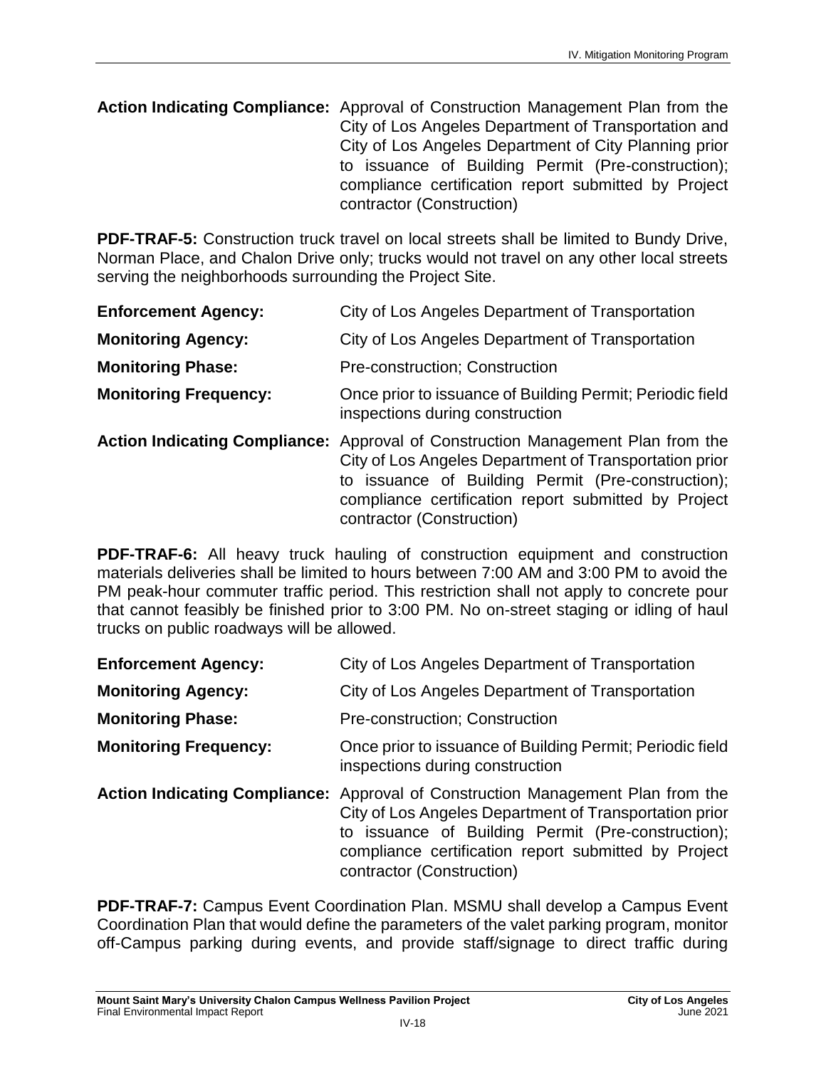**Action Indicating Compliance:** Approval of Construction Management Plan from the City of Los Angeles Department of Transportation and City of Los Angeles Department of City Planning prior to issuance of Building Permit (Pre-construction); compliance certification report submitted by Project contractor (Construction)

**PDF-TRAF-5:** Construction truck travel on local streets shall be limited to Bundy Drive, Norman Place, and Chalon Drive only; trucks would not travel on any other local streets serving the neighborhoods surrounding the Project Site.

**Enforcement Agency:** City of Los Angeles Department of Transportation

**Monitoring Agency:** City of Los Angeles Department of Transportation

**Monitoring Phase:** Pre-construction; Construction

**Monitoring Frequency:** Once prior to issuance of Building Permit; Periodic field inspections during construction

**Action Indicating Compliance:** Approval of Construction Management Plan from the City of Los Angeles Department of Transportation prior to issuance of Building Permit (Pre-construction); compliance certification report submitted by Project contractor (Construction)

**PDF-TRAF-6:** All heavy truck hauling of construction equipment and construction materials deliveries shall be limited to hours between 7:00 AM and 3:00 PM to avoid the PM peak-hour commuter traffic period. This restriction shall not apply to concrete pour that cannot feasibly be finished prior to 3:00 PM. No on-street staging or idling of haul trucks on public roadways will be allowed.

**Enforcement Agency:** City of Los Angeles Department of Transportation

**Monitoring Agency:** City of Los Angeles Department of Transportation

**Monitoring Phase:** Pre-construction; Construction

**Monitoring Frequency:** Once prior to issuance of Building Permit; Periodic field inspections during construction

**Action Indicating Compliance:** Approval of Construction Management Plan from the City of Los Angeles Department of Transportation prior to issuance of Building Permit (Pre-construction); compliance certification report submitted by Project contractor (Construction)

**PDF-TRAF-7:** Campus Event Coordination Plan. MSMU shall develop a Campus Event Coordination Plan that would define the parameters of the valet parking program, monitor off-Campus parking during events, and provide staff/signage to direct traffic during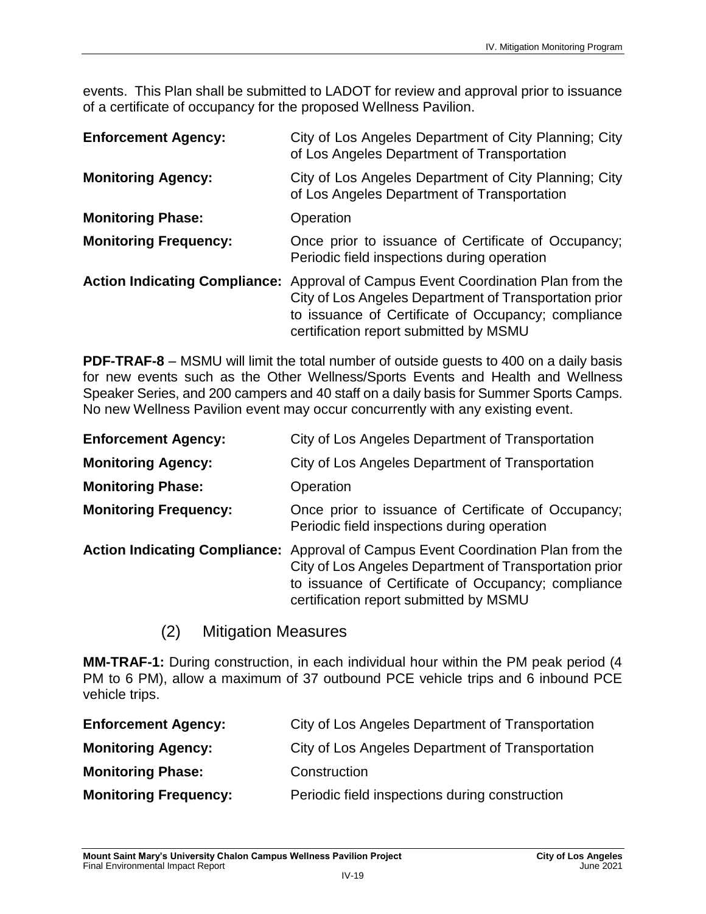events. This Plan shall be submitted to LADOT for review and approval prior to issuance of a certificate of occupancy for the proposed Wellness Pavilion.

**Enforcement Agency:** City of Los Angeles Department of City Planning; City of Los Angeles Department of Transportation

**Monitoring Agency:** City of Los Angeles Department of City Planning; City of Los Angeles Department of Transportation

**Monitoring Phase:** Operation

**Monitoring Frequency:** Once prior to issuance of Certificate of Occupancy; Periodic field inspections during operation

**Action Indicating Compliance:** Approval of Campus Event Coordination Plan from the City of Los Angeles Department of Transportation prior to issuance of Certificate of Occupancy; compliance certification report submitted by MSMU

**PDF-TRAF-8** – MSMU will limit the total number of outside guests to 400 on a daily basis for new events such as the Other Wellness/Sports Events and Health and Wellness Speaker Series, and 200 campers and 40 staff on a daily basis for Summer Sports Camps. No new Wellness Pavilion event may occur concurrently with any existing event.

**Enforcement Agency:** City of Los Angeles Department of Transportation

**Monitoring Agency:** City of Los Angeles Department of Transportation

**Monitoring Phase:** Operation

**Monitoring Frequency:** Once prior to issuance of Certificate of Occupancy; Periodic field inspections during operation

**Action Indicating Compliance:** Approval of Campus Event Coordination Plan from the City of Los Angeles Department of Transportation prior to issuance of Certificate of Occupancy; compliance certification report submitted by MSMU

### (2) Mitigation Measures

**MM-TRAF-1:** During construction, in each individual hour within the PM peak period (4 PM to 6 PM), allow a maximum of 37 outbound PCE vehicle trips and 6 inbound PCE vehicle trips.

**Enforcement Agency:** City of Los Angeles Department of Transportation

**Monitoring Agency:** City of Los Angeles Department of Transportation

**Monitoring Phase:** Construction

**Monitoring Frequency:** Periodic field inspections during construction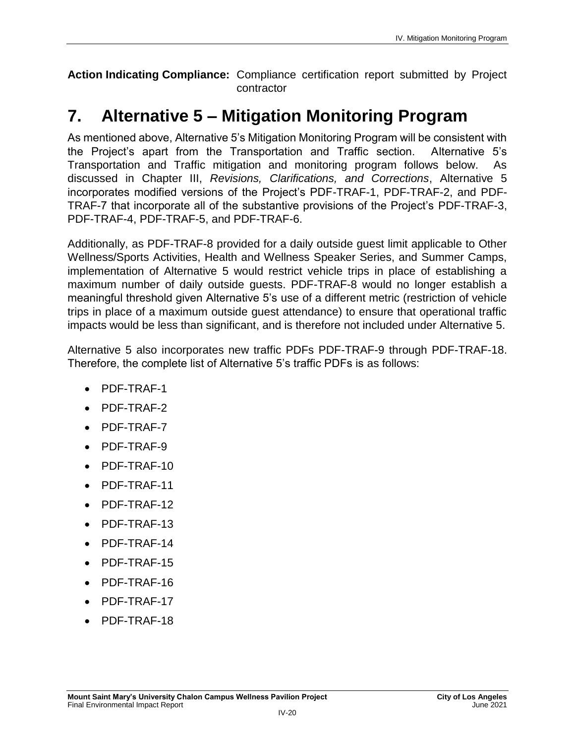**Action Indicating Compliance:** Compliance certification report submitted by Project contractor

# 7. Alternative 5 – Mitigation Monitoring Program

As mentioned above, Alternative 5's Mitigation Monitoring Program will be consistent with the Project's apart from the Transportation and Traffic section. Alternative 5's Transportation and Traffic mitigation and monitoring program follows below. As discussed in Chapter III, *Revisions, Clarifications, and Corrections*, Alternative 5 incorporates modified versions of the Project's PDF-TRAF-1, PDF-TRAF-2, and PDF-TRAF-7 that incorporate all of the substantive provisions of the Project's PDF-TRAF-3, PDF-TRAF-4, PDF-TRAF-5, and PDF-TRAF-6.

Additionally, as PDF-TRAF-8 provided for a daily outside guest limit applicable to Other Wellness/Sports Activities, Health and Wellness Speaker Series, and Summer Camps, implementation of Alternative 5 would restrict vehicle trips in place of establishing a maximum number of daily outside guests. PDF-TRAF-8 would no longer establish a meaningful threshold given Alternative 5's use of a different metric (restriction of vehicle trips in place of a maximum outside guest attendance) to ensure that operational traffic impacts would be less than significant, and is therefore not included under Alternative 5.

Alternative 5 also incorporates new traffic PDFs PDF-TRAF-9 through PDF-TRAF-18. Therefore, the complete list of Alternative 5's traffic PDFs is as follows:

- PDF-TRAF-1
- PDF-TRAF-2
- PDF-TRAF-7
- PDF-TRAF-9
- PDF-TRAF-10
- PDF-TRAF-11
- PDF-TRAF-12
- PDF-TRAF-13
- PDF-TRAF-14
- PDF-TRAF-15
- PDF-TRAF-16
- PDF-TRAF-17
- PDF-TRAF-18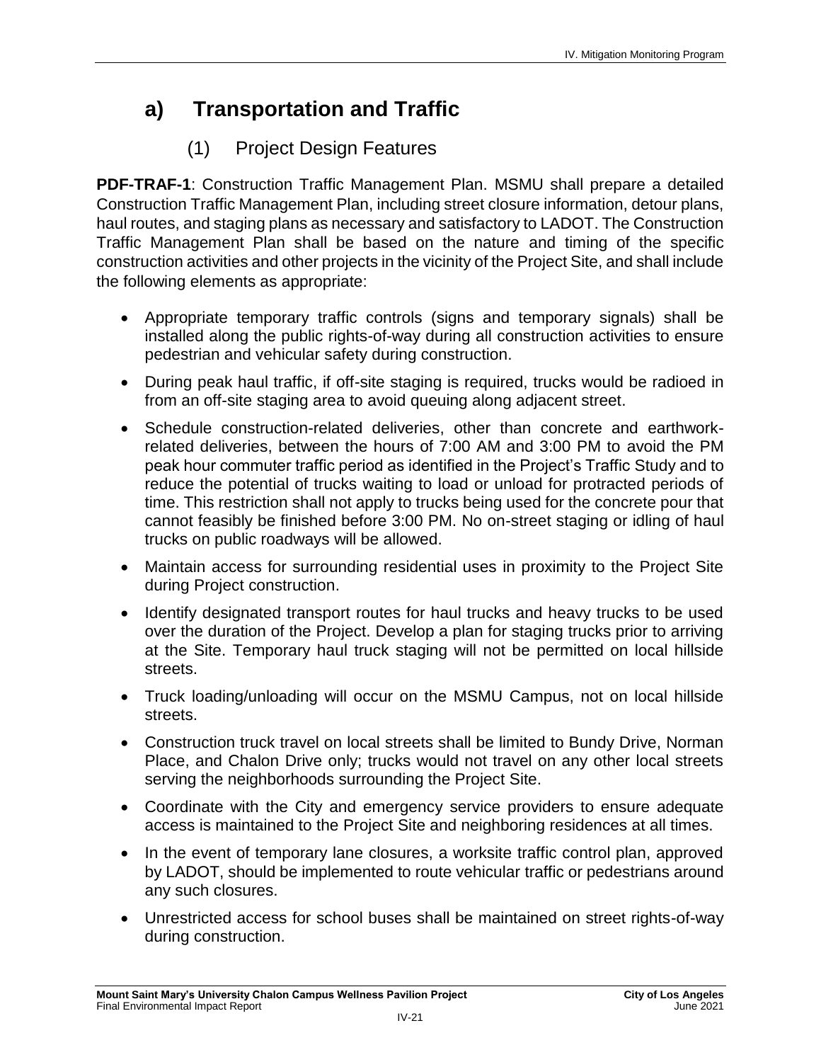## a) Transportation and Traffic

### (1) Project Design Features

**PDF-TRAF-1**: Construction Traffic Management Plan. MSMU shall prepare a detailed Construction Traffic Management Plan, including street closure information, detour plans, haul routes, and staging plans as necessary and satisfactory to LADOT. The Construction Traffic Management Plan shall be based on the nature and timing of the specific construction activities and other projects in the vicinity of the Project Site, and shall include the following elements as appropriate:

- Appropriate temporary traffic controls (signs and temporary signals) shall be installed along the public rights-of-way during all construction activities to ensure pedestrian and vehicular safety during construction.
- During peak haul traffic, if off-site staging is required, trucks would be radioed in from an off-site staging area to avoid queuing along adjacent street.
- Schedule construction-related deliveries, other than concrete and earthwork-related deliveries, between the hours of 7:00 AM and 3:00 PM to avoid the PM peak hour commuter traffic period as identified in the Project's Traffic Study and to reduce the potential of trucks waiting to load or unload for protracted periods of time. This restriction shall not apply to trucks being used for the concrete pour that cannot feasibly be finished before 3:00 PM. No on-street staging or idling of haul trucks on public roadways will be allowed.
- Maintain access for surrounding residential uses in proximity to the Project Site during Project construction.
- Identify designated transport routes for haul trucks and heavy trucks to be used over the duration of the Project. Develop a plan for staging trucks prior to arriving at the Site. Temporary haul truck staging will not be permitted on local hillside streets.
- Truck loading/unloading will occur on the MSMU Campus, not on local hillside streets.
- Construction truck travel on local streets shall be limited to Bundy Drive, Norman Place, and Chalon Drive only; trucks would not travel on any other local streets serving the neighborhoods surrounding the Project Site.
- Coordinate with the City and emergency service providers to ensure adequate access is maintained to the Project Site and neighboring residences at all times.
- In the event of temporary lane closures, a worksite traffic control plan, approved by LADOT, should be implemented to route vehicular traffic or pedestrians around any such closures.
- Unrestricted access for school buses shall be maintained on street rights-of-way during construction.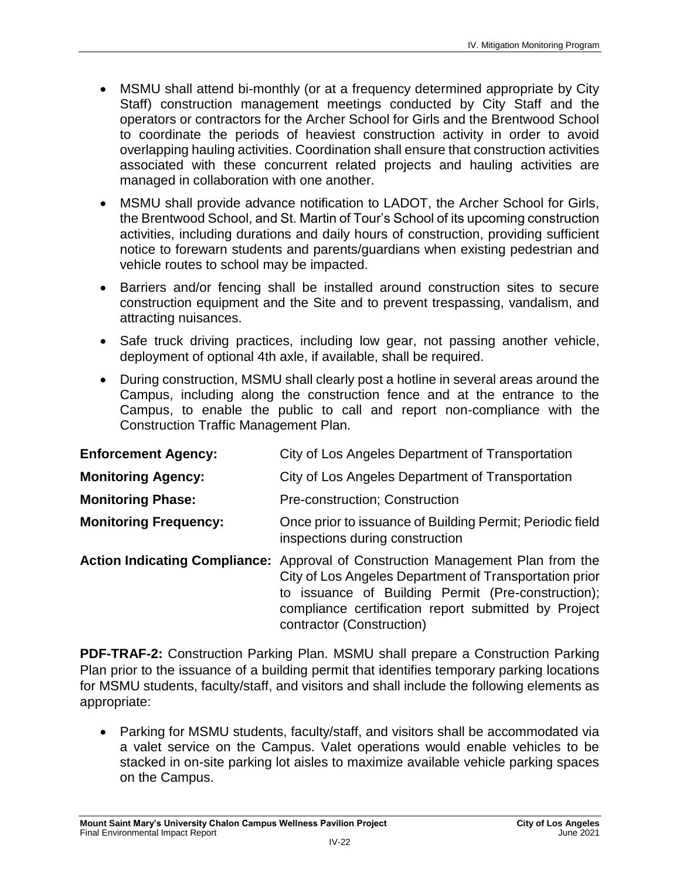- MSMU shall attend bi-monthly (or at a frequency determined appropriate by City Staff) construction management meetings conducted by City Staff and the operators or contractors for the Archer School for Girls and the Brentwood School to coordinate the periods of heaviest construction activity in order to avoid overlapping hauling activities. Coordination shall ensure that construction activities associated with these concurrent related projects and hauling activities are managed in collaboration with one another.
- MSMU shall provide advance notification to LADOT, the Archer School for Girls, the Brentwood School, and St. Martin of Tour's School of its upcoming construction activities, including durations and daily hours of construction, providing sufficient notice to forewarn students and parents/guardians when existing pedestrian and vehicle routes to school may be impacted.
- Barriers and/or fencing shall be installed around construction sites to secure construction equipment and the Site and to prevent trespassing, vandalism, and attracting nuisances.
- Safe truck driving practices, including low gear, not passing another vehicle, deployment of optional 4th axle, if available, shall be required.
- During construction, MSMU shall clearly post a hotline in several areas around the Campus, including along the construction fence and at the entrance to the Campus, to enable the public to call and report non-compliance with the Construction Traffic Management Plan.

**Enforcement Agency:** City of Los Angeles Department of Transportation

**Monitoring Agency:** City of Los Angeles Department of Transportation

**Monitoring Phase:** Pre-construction; Construction

**Monitoring Frequency:** Once prior to issuance of Building Permit; Periodic field inspections during construction

**Action Indicating Compliance:** Approval of Construction Management Plan from the City of Los Angeles Department of Transportation prior to issuance of Building Permit (Pre-construction); compliance certification report submitted by Project contractor (Construction)

**PDF-TRAF-2:** Construction Parking Plan. MSMU shall prepare a Construction Parking Plan prior to the issuance of a building permit that identifies temporary parking locations for MSMU students, faculty/staff, and visitors and shall include the following elements as appropriate:

- Parking for MSMU students, faculty/staff, and visitors shall be accommodated via a valet service on the Campus. Valet operations would enable vehicles to be stacked in on-site parking lot aisles to maximize available vehicle parking spaces on the Campus.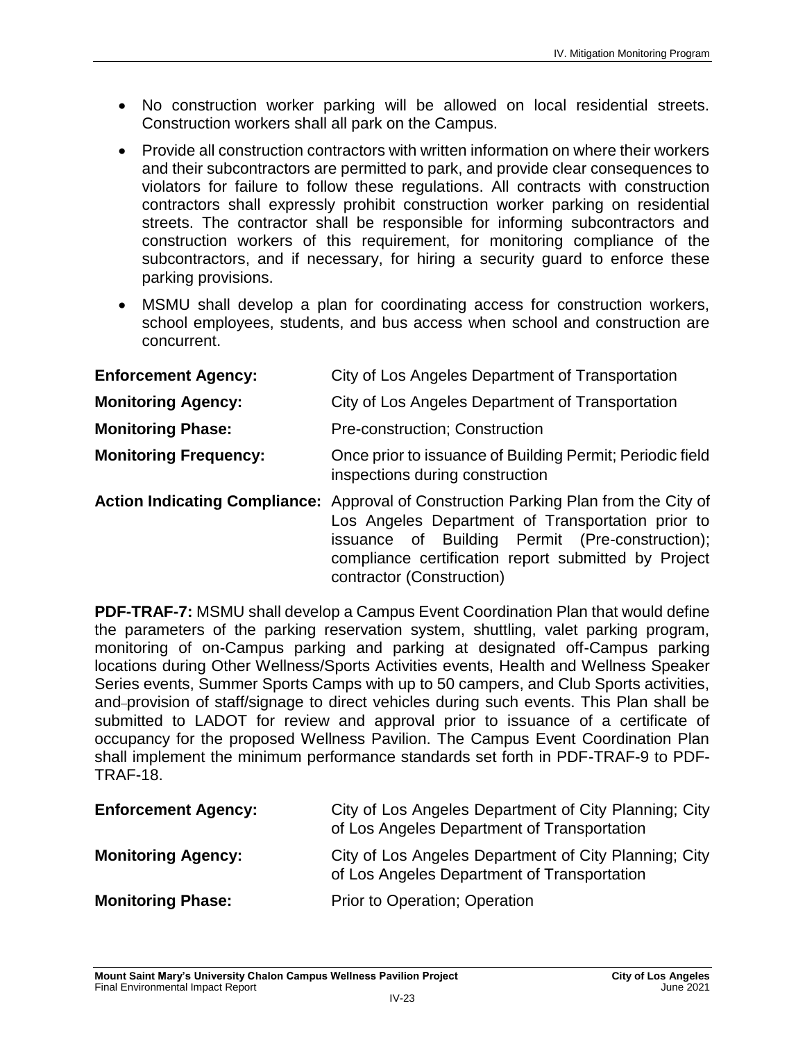- No construction worker parking will be allowed on local residential streets. Construction workers shall all park on the Campus.
- Provide all construction contractors with written information on where their workers and their subcontractors are permitted to park, and provide clear consequences to violators for failure to follow these regulations. All contracts with construction contractors shall expressly prohibit construction worker parking on residential streets. The contractor shall be responsible for informing subcontractors and construction workers of this requirement, for monitoring compliance of the subcontractors, and if necessary, for hiring a security guard to enforce these parking provisions.
- MSMU shall develop a plan for coordinating access for construction workers, school employees, students, and bus access when school and construction are concurrent.

**Enforcement Agency:** City of Los Angeles Department of Transportation

**Monitoring Agency:** City of Los Angeles Department of Transportation

**Monitoring Phase:** Pre-construction; Construction

**Monitoring Frequency:** Once prior to issuance of Building Permit; Periodic field inspections during construction

**Action Indicating Compliance:** Approval of Construction Parking Plan from the City of Los Angeles Department of Transportation prior to issuance of Building Permit (Pre-construction); compliance certification report submitted by Project contractor (Construction)

**PDF-TRAF-7:** MSMU shall develop a Campus Event Coordination Plan that would define the parameters of the parking reservation system, shuttling, valet parking program, monitoring of on-Campus parking and parking at designated off-Campus parking locations during Other Wellness/Sports Activities events, Health and Wellness Speaker Series events, Summer Sports Camps with up to 50 campers, and Club Sports activities, and provision of staff/signage to direct vehicles during such events. This Plan shall be submitted to LADOT for review and approval prior to issuance of a certificate of occupancy for the proposed Wellness Pavilion. The Campus Event Coordination Plan shall implement the minimum performance standards set forth in PDF-TRAF-9 to PDF-TRAF-18.

**Enforcement Agency:** City of Los Angeles Department of City Planning; City of Los Angeles Department of Transportation

**Monitoring Agency:** City of Los Angeles Department of City Planning; City of Los Angeles Department of Transportation

**Monitoring Phase:** Prior to Operation; Operation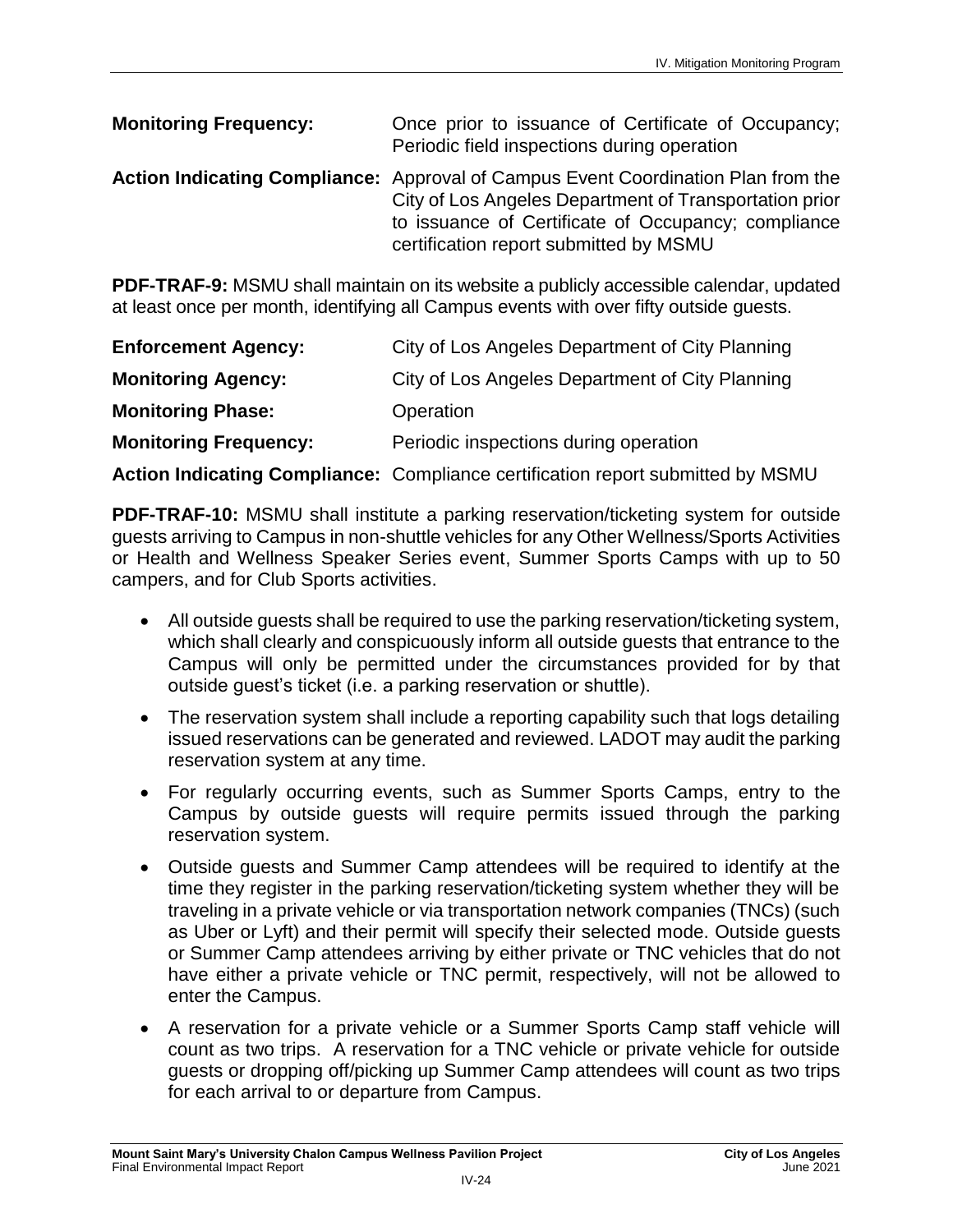**Monitoring Frequency:** Once prior to issuance of Certificate of Occupancy; Periodic field inspections during operation

**Action Indicating Compliance:** Approval of Campus Event Coordination Plan from the City of Los Angeles Department of Transportation prior to issuance of Certificate of Occupancy; compliance certification report submitted by MSMU

**PDF-TRAF-9:** MSMU shall maintain on its website a publicly accessible calendar, updated at least once per month, identifying all Campus events with over fifty outside guests.

**Enforcement Agency:** City of Los Angeles Department of City Planning

**Monitoring Agency:** City of Los Angeles Department of City Planning

**Monitoring Phase:** Operation

**Monitoring Frequency:** Periodic inspections during operation

**Action Indicating Compliance:** Compliance certification report submitted by MSMU

**PDF-TRAF-10:** MSMU shall institute a parking reservation/ticketing system for outside guests arriving to Campus in non-shuttle vehicles for any Other Wellness/Sports Activities or Health and Wellness Speaker Series event, Summer Sports Camps with up to 50 campers, and for Club Sports activities.

- All outside guests shall be required to use the parking reservation/ticketing system, which shall clearly and conspicuously inform all outside guests that entrance to the Campus will only be permitted under the circumstances provided for by that outside guest's ticket (i.e. a parking reservation or shuttle).
- The reservation system shall include a reporting capability such that logs detailing issued reservations can be generated and reviewed. LADOT may audit the parking reservation system at any time.
- For regularly occurring events, such as Summer Sports Camps, entry to the Campus by outside guests will require permits issued through the parking reservation system.
- Outside guests and Summer Camp attendees will be required to identify at the time they register in the parking reservation/ticketing system whether they will be traveling in a private vehicle or via transportation network companies (TNCs) (such as Uber or Lyft) and their permit will specify their selected mode. Outside guests or Summer Camp attendees arriving by either private or TNC vehicles that do not have either a private vehicle or TNC permit, respectively, will not be allowed to enter the Campus.
- A reservation for a private vehicle or a Summer Sports Camp staff vehicle will count as two trips. A reservation for a TNC vehicle or private vehicle for outside guests or dropping off/picking up Summer Camp attendees will count as two trips for each arrival to or departure from Campus.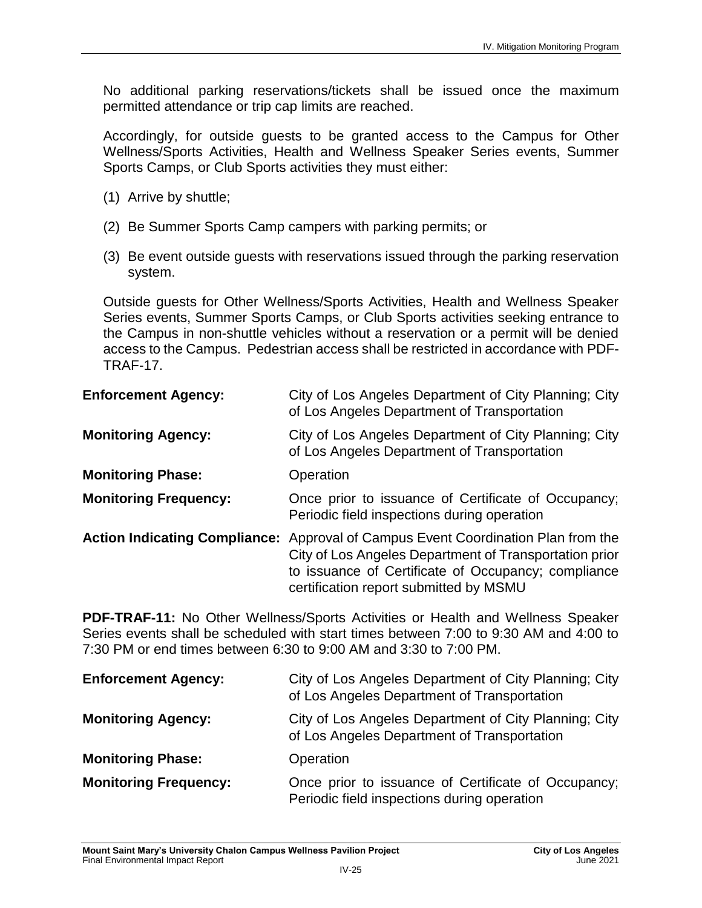No additional parking reservations/tickets shall be issued once the maximum permitted attendance or trip cap limits are reached.

Accordingly, for outside guests to be granted access to the Campus for Other Wellness/Sports Activities, Health and Wellness Speaker Series events, Summer Sports Camps, or Club Sports activities they must either:

(1) Arrive by shuttle;

(2) Be Summer Sports Camp campers with parking permits; or

(3) Be event outside guests with reservations issued through the parking reservation system.

Outside guests for Other Wellness/Sports Activities, Health and Wellness Speaker Series events, Summer Sports Camps, or Club Sports activities seeking entrance to the Campus in non-shuttle vehicles without a reservation or a permit will be denied access to the Campus. Pedestrian access shall be restricted in accordance with PDF-TRAF-17.

**Enforcement Agency:** City of Los Angeles Department of City Planning; City of Los Angeles Department of Transportation

**Monitoring Agency:** City of Los Angeles Department of City Planning; City of Los Angeles Department of Transportation

**Monitoring Phase:** Operation

**Monitoring Frequency:** Once prior to issuance of Certificate of Occupancy; Periodic field inspections during operation

**Action Indicating Compliance:** Approval of Campus Event Coordination Plan from the City of Los Angeles Department of Transportation prior to issuance of Certificate of Occupancy; compliance certification report submitted by MSMU

**PDF-TRAF-11:** No Other Wellness/Sports Activities or Health and Wellness Speaker Series events shall be scheduled with start times between 7:00 to 9:30 AM and 4:00 to 7:30 PM or end times between 6:30 to 9:00 AM and 3:30 to 7:00 PM.

**Enforcement Agency:** City of Los Angeles Department of City Planning; City of Los Angeles Department of Transportation

**Monitoring Agency:** City of Los Angeles Department of City Planning; City of Los Angeles Department of Transportation

**Monitoring Phase:** Operation

**Monitoring Frequency:** Once prior to issuance of Certificate of Occupancy; Periodic field inspections during operation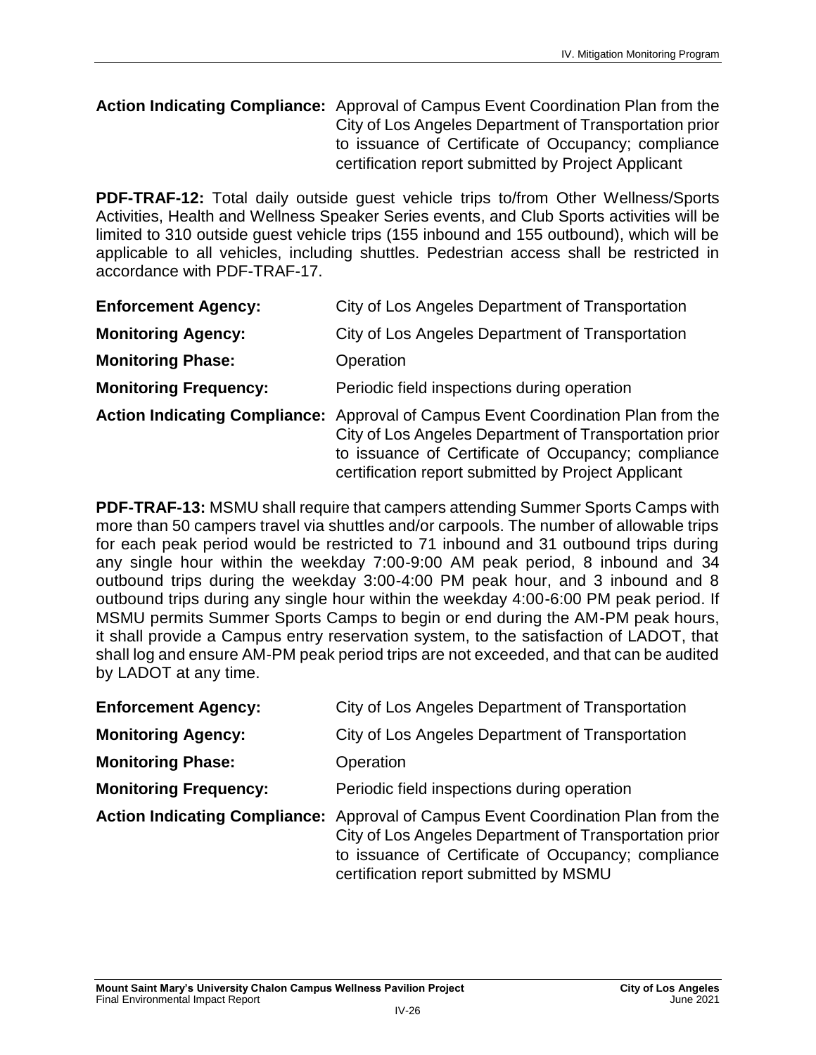**Action Indicating Compliance:** Approval of Campus Event Coordination Plan from the City of Los Angeles Department of Transportation prior to issuance of Certificate of Occupancy; compliance certification report submitted by Project Applicant

**PDF-TRAF-12:** Total daily outside guest vehicle trips to/from Other Wellness/Sports Activities, Health and Wellness Speaker Series events, and Club Sports activities will be limited to 310 outside guest vehicle trips (155 inbound and 155 outbound), which will be applicable to all vehicles, including shuttles. Pedestrian access shall be restricted in accordance with PDF-TRAF-17.

**Enforcement Agency:** City of Los Angeles Department of Transportation

**Monitoring Agency:** City of Los Angeles Department of Transportation

**Monitoring Phase:** Operation

**Monitoring Frequency:** Periodic field inspections during operation

**Action Indicating Compliance:** Approval of Campus Event Coordination Plan from the City of Los Angeles Department of Transportation prior to issuance of Certificate of Occupancy; compliance certification report submitted by Project Applicant

**PDF-TRAF-13:** MSMU shall require that campers attending Summer Sports Camps with more than 50 campers travel via shuttles and/or carpools. The number of allowable trips for each peak period would be restricted to 71 inbound and 31 outbound trips during any single hour within the weekday 7:00-9:00 AM peak period, 8 inbound and 34 outbound trips during the weekday 3:00-4:00 PM peak hour, and 3 inbound and 8 outbound trips during any single hour within the weekday 4:00-6:00 PM peak period. If MSMU permits Summer Sports Camps to begin or end during the AM-PM peak hours, it shall provide a Campus entry reservation system, to the satisfaction of LADOT, that shall log and ensure AM-PM peak period trips are not exceeded, and that can be audited by LADOT at any time.

**Enforcement Agency:** City of Los Angeles Department of Transportation

**Monitoring Agency:** City of Los Angeles Department of Transportation

**Monitoring Phase:** Operation

**Monitoring Frequency:** Periodic field inspections during operation

**Action Indicating Compliance:** Approval of Campus Event Coordination Plan from the City of Los Angeles Department of Transportation prior to issuance of Certificate of Occupancy; compliance certification report submitted by MSMU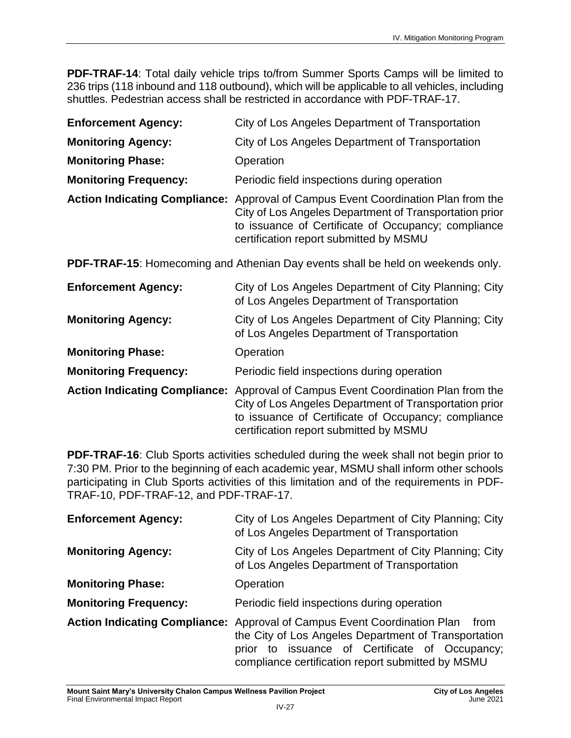**PDF-TRAF-14**: Total daily vehicle trips to/from Summer Sports Camps will be limited to 236 trips (118 inbound and 118 outbound), which will be applicable to all vehicles, including shuttles. Pedestrian access shall be restricted in accordance with PDF-TRAF-17.

**Enforcement Agency:** City of Los Angeles Department of Transportation

**Monitoring Agency:** City of Los Angeles Department of Transportation

**Monitoring Phase:** Operation

**Monitoring Frequency:** Periodic field inspections during operation

**Action Indicating Compliance:** Approval of Campus Event Coordination Plan from the City of Los Angeles Department of Transportation prior to issuance of Certificate of Occupancy; compliance certification report submitted by MSMU

**PDF-TRAF-15**: Homecoming and Athenian Day events shall be held on weekends only.

**Enforcement Agency:** City of Los Angeles Department of City Planning; City of Los Angeles Department of Transportation

**Monitoring Agency:** City of Los Angeles Department of City Planning; City of Los Angeles Department of Transportation

**Monitoring Phase:** Operation

**Monitoring Frequency:** Periodic field inspections during operation

**Action Indicating Compliance:** Approval of Campus Event Coordination Plan from the City of Los Angeles Department of Transportation prior to issuance of Certificate of Occupancy; compliance certification report submitted by MSMU

**PDF-TRAF-16**: Club Sports activities scheduled during the week shall not begin prior to 7:30 PM. Prior to the beginning of each academic year, MSMU shall inform other schools participating in Club Sports activities of this limitation and of the requirements in PDF-TRAF-10, PDF-TRAF-12, and PDF-TRAF-17.

**Enforcement Agency:** City of Los Angeles Department of City Planning; City of Los Angeles Department of Transportation

**Monitoring Agency:** City of Los Angeles Department of City Planning; City of Los Angeles Department of Transportation

**Monitoring Phase:** Operation

**Monitoring Frequency:** Periodic field inspections during operation

**Action Indicating Compliance:** Approval of Campus Event Coordination Plan from the City of Los Angeles Department of Transportation prior to issuance of Certificate of Occupancy; compliance certification report submitted by MSMU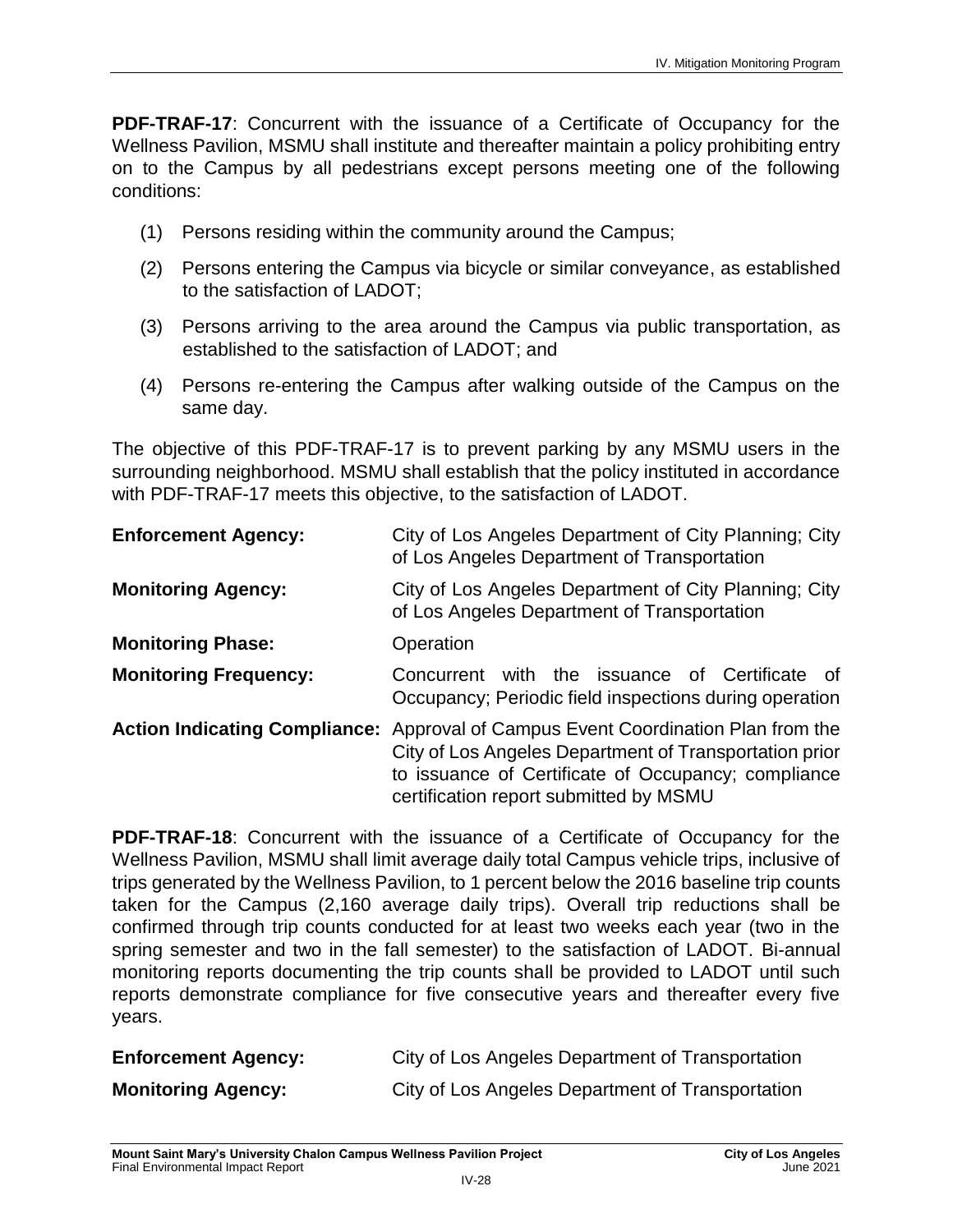**PDF-TRAF-17**: Concurrent with the issuance of a Certificate of Occupancy for the Wellness Pavilion, MSMU shall institute and thereafter maintain a policy prohibiting entry on to the Campus by all pedestrians except persons meeting one of the following conditions:

(1) Persons residing within the community around the Campus;

(2) Persons entering the Campus via bicycle or similar conveyance, as established to the satisfaction of LADOT;

(3) Persons arriving to the area around the Campus via public transportation, as established to the satisfaction of LADOT; and

(4) Persons re-entering the Campus after walking outside of the Campus on the same day.

The objective of this PDF-TRAF-17 is to prevent parking by any MSMU users in the surrounding neighborhood. MSMU shall establish that the policy instituted in accordance with PDF-TRAF-17 meets this objective, to the satisfaction of LADOT.

**Enforcement Agency:** City of Los Angeles Department of City Planning; City of Los Angeles Department of Transportation

**Monitoring Agency:** City of Los Angeles Department of City Planning; City of Los Angeles Department of Transportation

**Monitoring Phase:** Operation

**Monitoring Frequency:** Concurrent with the issuance of Certificate of Occupancy; Periodic field inspections during operation

**Action Indicating Compliance:** Approval of Campus Event Coordination Plan from the City of Los Angeles Department of Transportation prior to issuance of Certificate of Occupancy; compliance certification report submitted by MSMU

**PDF-TRAF-18**: Concurrent with the issuance of a Certificate of Occupancy for the Wellness Pavilion, MSMU shall limit average daily total Campus vehicle trips, inclusive of trips generated by the Wellness Pavilion, to 1 percent below the 2016 baseline trip counts taken for the Campus (2,160 average daily trips). Overall trip reductions shall be confirmed through trip counts conducted for at least two weeks each year (two in the spring semester and two in the fall semester) to the satisfaction of LADOT. Bi-annual monitoring reports documenting the trip counts shall be provided to LADOT until such reports demonstrate compliance for five consecutive years and thereafter every five years.

**Enforcement Agency:** City of Los Angeles Department of Transportation

**Monitoring Agency:** City of Los Angeles Department of Transportation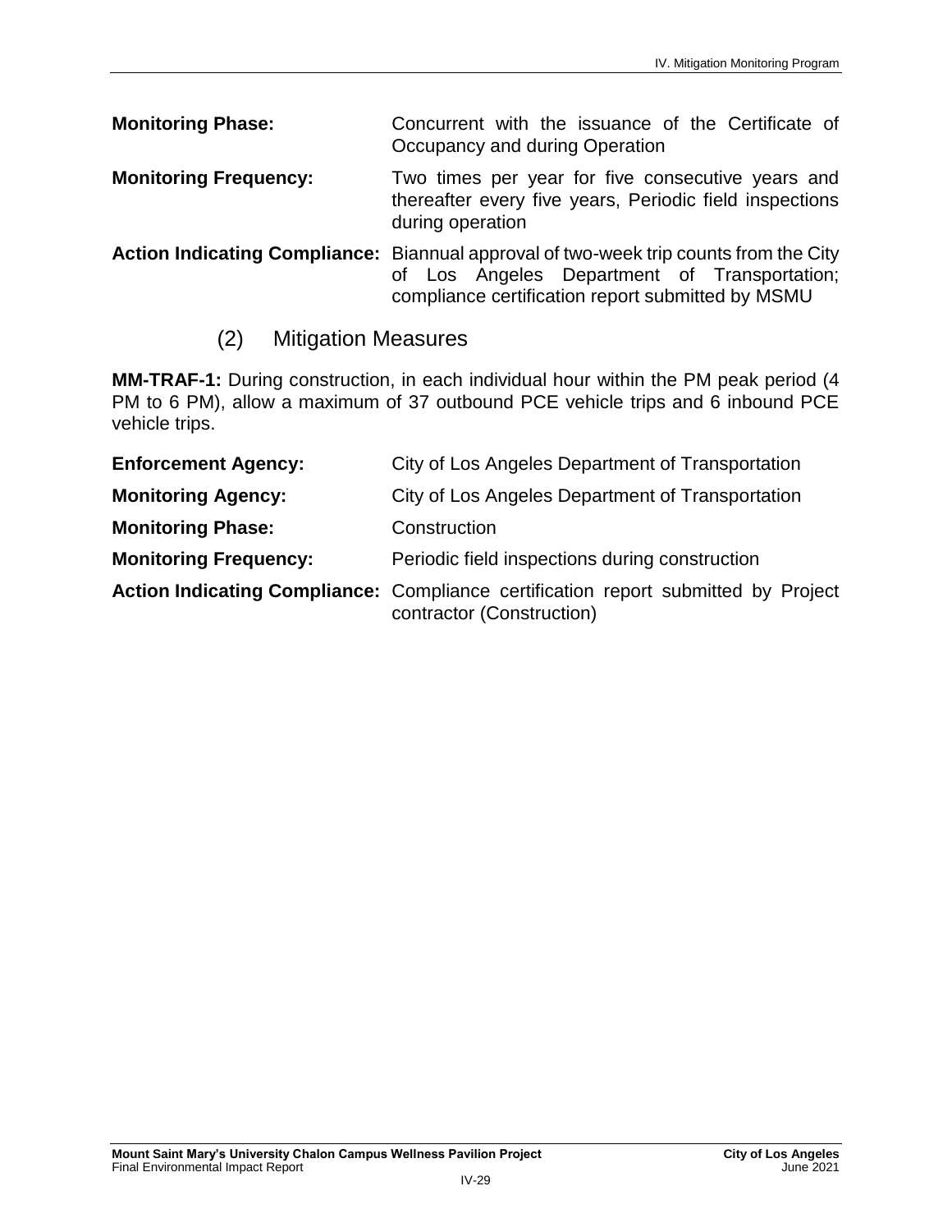**Monitoring Phase:** Concurrent with the issuance of the Certificate of Occupancy and during Operation

**Monitoring Frequency:** Two times per year for five consecutive years and thereafter every five years, Periodic field inspections during operation

**Action Indicating Compliance:** Biannual approval of two-week trip counts from the City of Los Angeles Department of Transportation; compliance certification report submitted by MSMU

### (2) Mitigation Measures

**MM-TRAF-1:** During construction, in each individual hour within the PM peak period (4 PM to 6 PM), allow a maximum of 37 outbound PCE vehicle trips and 6 inbound PCE vehicle trips.

**Enforcement Agency:** City of Los Angeles Department of Transportation

**Monitoring Agency:** City of Los Angeles Department of Transportation

**Monitoring Phase:** Construction

**Monitoring Frequency:** Periodic field inspections during construction

**Action Indicating Compliance:** Compliance certification report submitted by Project contractor (Construction)